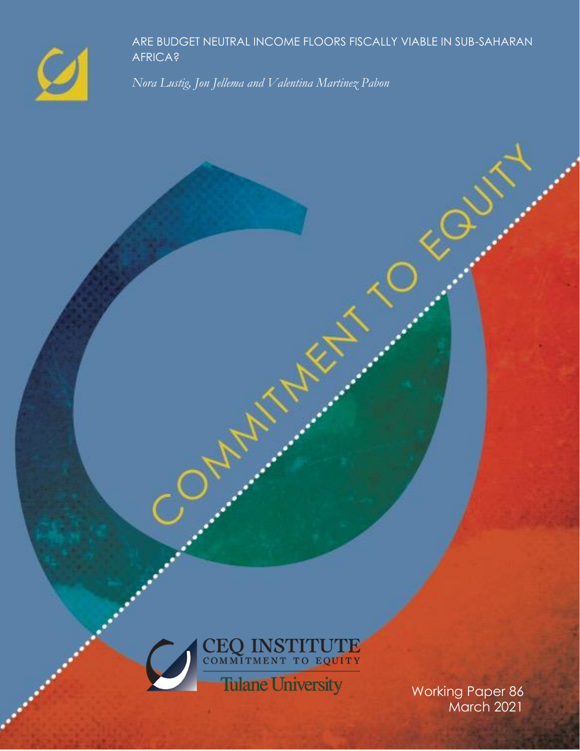# ARE BUDGET NEUTRAL INCOME FLOORS FISCALLY VIABLE IN SUB-SAHARAN AFRICA?

*Nora Lustig, Jon Jellema and Valentina Martinez Pabon*

COMMITMENT TO EQUITY

CEQ INSTITUTE
COMMITMENT TO EQUITY
Tulane University

Working Paper 86
March 2021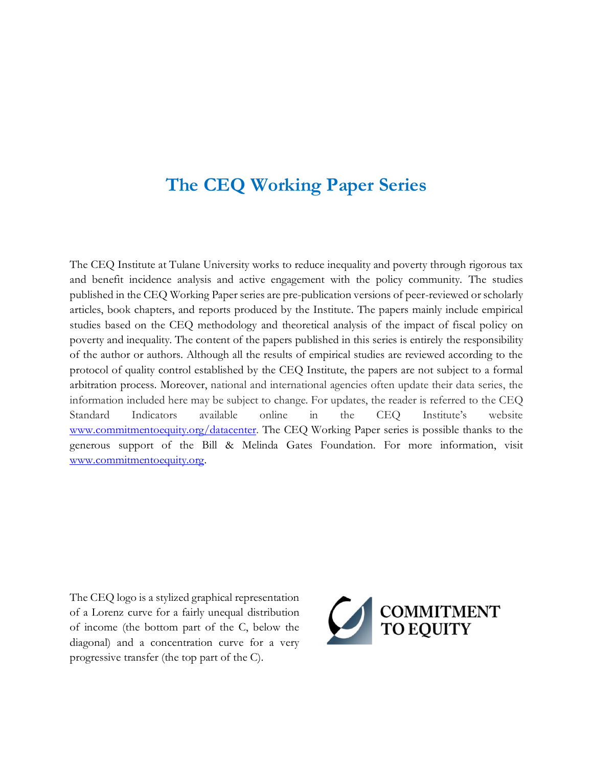# The CEQ Working Paper Series

The CEQ Institute at Tulane University works to reduce inequality and poverty through rigorous tax and benefit incidence analysis and active engagement with the policy community. The studies published in the CEQ Working Paper series are pre-publication versions of peer-reviewed or scholarly articles, book chapters, and reports produced by the Institute. The papers mainly include empirical studies based on the CEQ methodology and theoretical analysis of the impact of fiscal policy on poverty and inequality. The content of the papers published in this series is entirely the responsibility of the author or authors. Although all the results of empirical studies are reviewed according to the protocol of quality control established by the CEQ Institute, the papers are not subject to a formal arbitration process. Moreover, national and international agencies often update their data series, the information included here may be subject to change. For updates, the reader is referred to the CEQ Standard Indicators available online in the CEQ Institute's website [www.commitmentoequity.org/datacenter](www.commitmentoequity.org/datacenter). The CEQ Working Paper series is possible thanks to the generous support of the Bill & Melinda Gates Foundation. For more information, visit [www.commitmentoequity.org](www.commitmentoequity.org).

The CEQ logo is a stylized graphical representation of a Lorenz curve for a fairly unequal distribution of income (the bottom part of the C, below the diagonal) and a concentration curve for a very progressive transfer (the top part of the C).

COMMITMENT TO EQUITY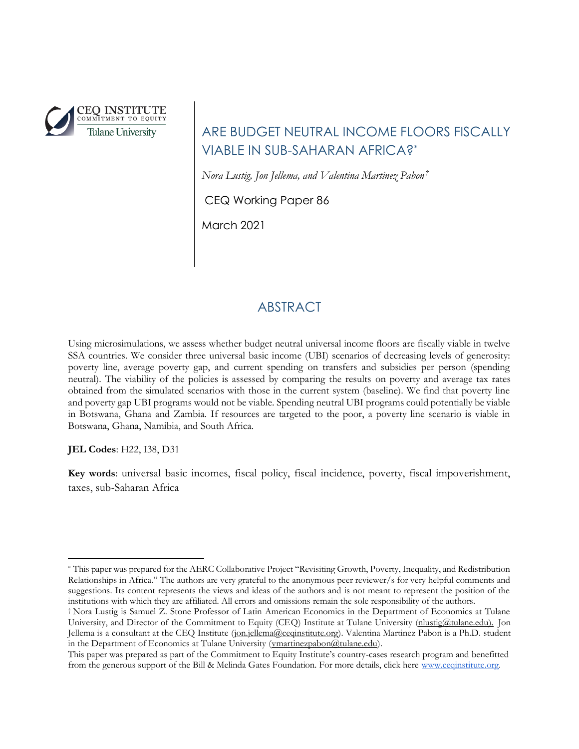CEQ INSTITUTE
COMMITMENT TO EQUITY
Tulane University

# ARE BUDGET NEUTRAL INCOME FLOORS FISCALLY VIABLE IN SUB-SAHARAN AFRICA?[*]

*Nora Lustig, Jon Jellema, and Valentina Martinez Pabon*[†]

CEQ Working Paper 86

March 2021

## ABSTRACT

Using microsimulations, we assess whether budget neutral universal income floors are fiscally viable in twelve SSA countries. We consider three universal basic income (UBI) scenarios of decreasing levels of generosity: poverty line, average poverty gap, and current spending on transfers and subsidies per person (spending neutral). The viability of the policies is assessed by comparing the results on poverty and average tax rates obtained from the simulated scenarios with those in the current system (baseline). We find that poverty line and poverty gap UBI programs would not be viable. Spending neutral UBI programs could potentially be viable in Botswana, Ghana and Zambia. If resources are targeted to the poor, a poverty line scenario is viable in Botswana, Ghana, Namibia, and South Africa.

**JEL Codes**: H22, I38, D31

**Key words**: universal basic incomes, fiscal policy, fiscal incidence, poverty, fiscal impoverishment, taxes, sub-Saharan Africa

---

[*] This paper was prepared for the AERC Collaborative Project "Revisiting Growth, Poverty, Inequality, and Redistribution Relationships in Africa." The authors are very grateful to the anonymous peer reviewer/s for very helpful comments and suggestions. Its content represents the views and ideas of the authors and is not meant to represent the position of the institutions with which they are affiliated. All errors and omissions remain the sole responsibility of the authors.

[†] Nora Lustig is Samuel Z. Stone Professor of Latin American Economics in the Department of Economics at Tulane University, and Director of the Commitment to Equity (CEQ) Institute at Tulane University (nlustig@tulane.edu). Jon Jellema is a consultant at the CEQ Institute (jon.jellema@ceqinstitute.org). Valentina Martinez Pabon is a Ph.D. student in the Department of Economics at Tulane University (vmartinezpabon@tulane.edu).

This paper was prepared as part of the Commitment to Equity Institute's country-cases research program and benefitted from the generous support of the Bill & Melinda Gates Foundation. For more details, click here www.ceqinstitute.org.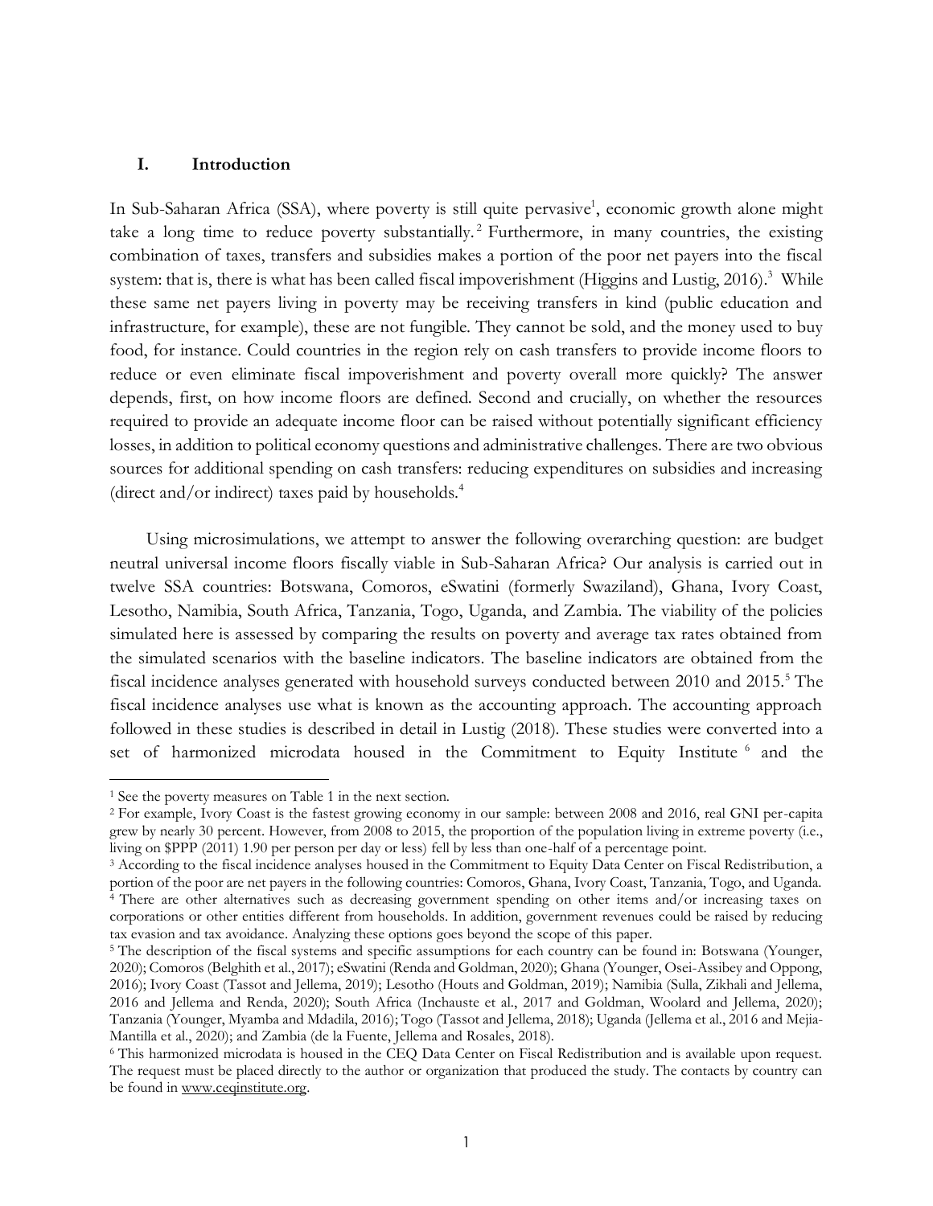## I. Introduction

In Sub-Saharan Africa (SSA), where poverty is still quite pervasive[1], economic growth alone might take a long time to reduce poverty substantially.[2] Furthermore, in many countries, the existing combination of taxes, transfers and subsidies makes a portion of the poor net payers into the fiscal system: that is, there is what has been called fiscal impoverishment (Higgins and Lustig, 2016).[3] While these same net payers living in poverty may be receiving transfers in kind (public education and infrastructure, for example), these are not fungible. They cannot be sold, and the money used to buy food, for instance. Could countries in the region rely on cash transfers to provide income floors to reduce or even eliminate fiscal impoverishment and poverty overall more quickly? The answer depends, first, on how income floors are defined. Second and crucially, on whether the resources required to provide an adequate income floor can be raised without potentially significant efficiency losses, in addition to political economy questions and administrative challenges. There are two obvious sources for additional spending on cash transfers: reducing expenditures on subsidies and increasing (direct and/or indirect) taxes paid by households.[4]

Using microsimulations, we attempt to answer the following overarching question: are budget neutral universal income floors fiscally viable in Sub-Saharan Africa? Our analysis is carried out in twelve SSA countries: Botswana, Comoros, eSwatini (formerly Swaziland), Ghana, Ivory Coast, Lesotho, Namibia, South Africa, Tanzania, Togo, Uganda, and Zambia. The viability of the policies simulated here is assessed by comparing the results on poverty and average tax rates obtained from the simulated scenarios with the baseline indicators. The baseline indicators are obtained from the fiscal incidence analyses generated with household surveys conducted between 2010 and 2015.[5] The fiscal incidence analyses use what is known as the accounting approach. The accounting approach followed in these studies is described in detail in Lustig (2018). These studies were converted into a set of harmonized microdata housed in the Commitment to Equity Institute [6] and the

---

[1] See the poverty measures on Table 1 in the next section.

[2] For example, Ivory Coast is the fastest growing economy in our sample: between 2008 and 2016, real GNI per-capita grew by nearly 30 percent. However, from 2008 to 2015, the proportion of the population living in extreme poverty (i.e., living on $PPP (2011) 1.90 per person per day or less) fell by less than one-half of a percentage point.

[3] According to the fiscal incidence analyses housed in the Commitment to Equity Data Center on Fiscal Redistribution, a portion of the poor are net payers in the following countries: Comoros, Ghana, Ivory Coast, Tanzania, Togo, and Uganda.

[4] There are other alternatives such as decreasing government spending on other items and/or increasing taxes on corporations or other entities different from households. In addition, government revenues could be raised by reducing tax evasion and tax avoidance. Analyzing these options goes beyond the scope of this paper.

[5] The description of the fiscal systems and specific assumptions for each country can be found in: Botswana (Younger, 2020); Comoros (Belghith et al., 2017); eSwatini (Renda and Goldman, 2020); Ghana (Younger, Osei-Assibey and Oppong, 2016); Ivory Coast (Tassot and Jellema, 2019); Lesotho (Houts and Goldman, 2019); Namibia (Sulla, Zikhali and Jellema, 2016 and Jellema and Renda, 2020); South Africa (Inchauste et al., 2017 and Goldman, Woolard and Jellema, 2020); Tanzania (Younger, Myamba and Mdadila, 2016); Togo (Tassot and Jellema, 2018); Uganda (Jellema et al., 2016 and Mejia-Mantilla et al., 2020); and Zambia (de la Fuente, Jellema and Rosales, 2018).

[6] This harmonized microdata is housed in the CEQ Data Center on Fiscal Redistribution and is available upon request. The request must be placed directly to the author or organization that produced the study. The contacts by country can be found in www.ceqinstitute.org.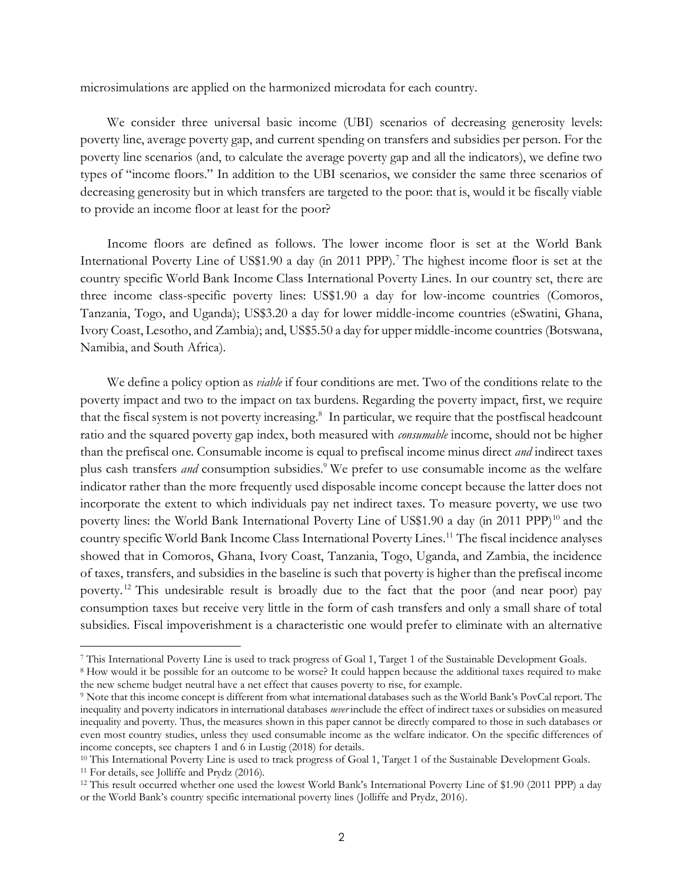microsimulations are applied on the harmonized microdata for each country.

We consider three universal basic income (UBI) scenarios of decreasing generosity levels: poverty line, average poverty gap, and current spending on transfers and subsidies per person. For the poverty line scenarios (and, to calculate the average poverty gap and all the indicators), we define two types of "income floors." In addition to the UBI scenarios, we consider the same three scenarios of decreasing generosity but in which transfers are targeted to the poor: that is, would it be fiscally viable to provide an income floor at least for the poor?

Income floors are defined as follows. The lower income floor is set at the World Bank International Poverty Line of US$1.90 a day (in 2011 PPP).[7] The highest income floor is set at the country specific World Bank Income Class International Poverty Lines. In our country set, there are three income class-specific poverty lines: US$1.90 a day for low-income countries (Comoros, Tanzania, Togo, and Uganda); US$3.20 a day for lower middle-income countries (eSwatini, Ghana, Ivory Coast, Lesotho, and Zambia); and, US$5.50 a day for upper middle-income countries (Botswana, Namibia, and South Africa).

We define a policy option as *viable* if four conditions are met. Two of the conditions relate to the poverty impact and two to the impact on tax burdens. Regarding the poverty impact, first, we require that the fiscal system is not poverty increasing.[8] In particular, we require that the postfiscal headcount ratio and the squared poverty gap index, both measured with *consumable* income, should not be higher than the prefiscal one. Consumable income is equal to prefiscal income minus direct *and* indirect taxes plus cash transfers *and* consumption subsidies.[9] We prefer to use consumable income as the welfare indicator rather than the more frequently used disposable income concept because the latter does not incorporate the extent to which individuals pay net indirect taxes. To measure poverty, we use two poverty lines: the World Bank International Poverty Line of US$1.90 a day (in 2011 PPP)[10] and the country specific World Bank Income Class International Poverty Lines.[11] The fiscal incidence analyses showed that in Comoros, Ghana, Ivory Coast, Tanzania, Togo, Uganda, and Zambia, the incidence of taxes, transfers, and subsidies in the baseline is such that poverty is higher than the prefiscal income poverty.[12] This undesirable result is broadly due to the fact that the poor (and near poor) pay consumption taxes but receive very little in the form of cash transfers and only a small share of total subsidies. Fiscal impoverishment is a characteristic one would prefer to eliminate with an alternative

---

[7] This International Poverty Line is used to track progress of Goal 1, Target 1 of the Sustainable Development Goals.

[8] How would it be possible for an outcome to be worse? It could happen because the additional taxes required to make the new scheme budget neutral have a net effect that causes poverty to rise, for example.

[9] Note that this income concept is different from what international databases such as the World Bank's PovCal report. The inequality and poverty indicators in international databases *never* include the effect of indirect taxes or subsidies on measured inequality and poverty. Thus, the measures shown in this paper cannot be directly compared to those in such databases or even most country studies, unless they used consumable income as the welfare indicator. On the specific differences of income concepts, see chapters 1 and 6 in Lustig (2018) for details.

[10] This International Poverty Line is used to track progress of Goal 1, Target 1 of the Sustainable Development Goals.

[11] For details, see Jolliffe and Prydz (2016).

[12] This result occurred whether one used the lowest World Bank's International Poverty Line of $1.90 (2011 PPP) a day or the World Bank's country specific international poverty lines (Jolliffe and Prydz, 2016).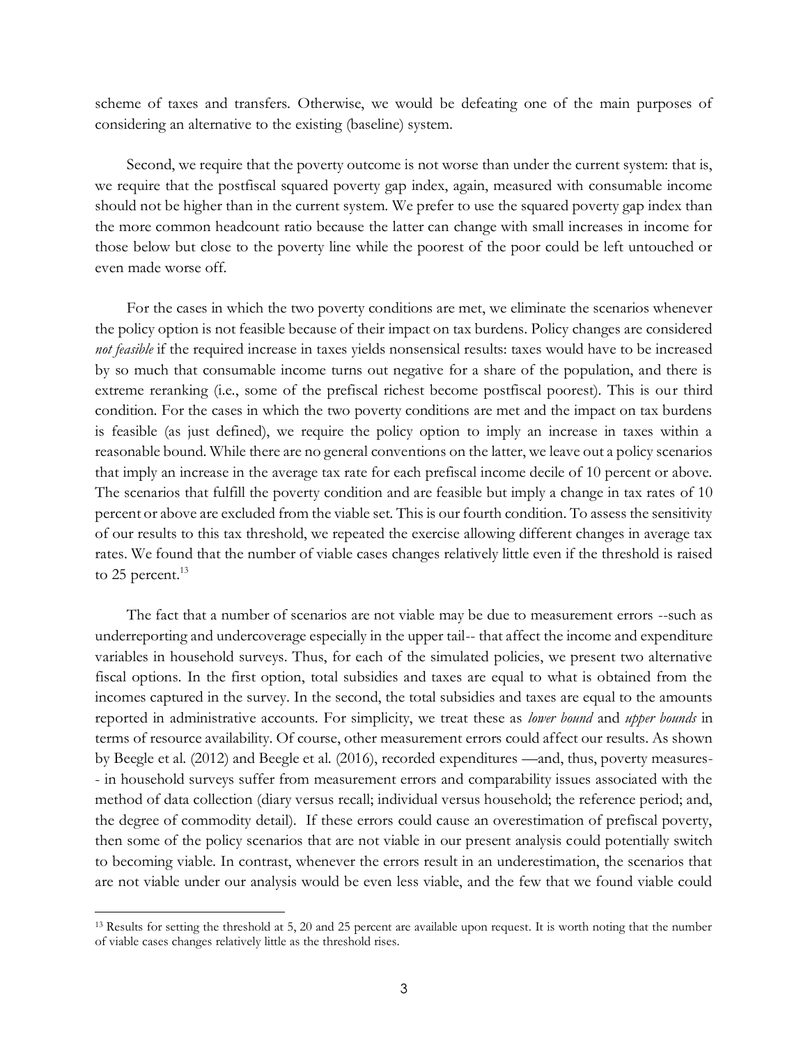scheme of taxes and transfers. Otherwise, we would be defeating one of the main purposes of considering an alternative to the existing (baseline) system.

Second, we require that the poverty outcome is not worse than under the current system: that is, we require that the postfiscal squared poverty gap index, again, measured with consumable income should not be higher than in the current system. We prefer to use the squared poverty gap index than the more common headcount ratio because the latter can change with small increases in income for those below but close to the poverty line while the poorest of the poor could be left untouched or even made worse off.

For the cases in which the two poverty conditions are met, we eliminate the scenarios whenever the policy option is not feasible because of their impact on tax burdens. Policy changes are considered *not feasible* if the required increase in taxes yields nonsensical results: taxes would have to be increased by so much that consumable income turns out negative for a share of the population, and there is extreme reranking (i.e., some of the prefiscal richest become postfiscal poorest). This is our third condition. For the cases in which the two poverty conditions are met and the impact on tax burdens is feasible (as just defined), we require the policy option to imply an increase in taxes within a reasonable bound. While there are no general conventions on the latter, we leave out a policy scenarios that imply an increase in the average tax rate for each prefiscal income decile of 10 percent or above. The scenarios that fulfill the poverty condition and are feasible but imply a change in tax rates of 10 percent or above are excluded from the viable set. This is our fourth condition. To assess the sensitivity of our results to this tax threshold, we repeated the exercise allowing different changes in average tax rates. We found that the number of viable cases changes relatively little even if the threshold is raised to 25 percent.[13]

The fact that a number of scenarios are not viable may be due to measurement errors --such as underreporting and undercoverage especially in the upper tail-- that affect the income and expenditure variables in household surveys. Thus, for each of the simulated policies, we present two alternative fiscal options. In the first option, total subsidies and taxes are equal to what is obtained from the incomes captured in the survey. In the second, the total subsidies and taxes are equal to the amounts reported in administrative accounts. For simplicity, we treat these as *lower bound* and *upper bounds* in terms of resource availability. Of course, other measurement errors could affect our results. As shown by Beegle et al. (2012) and Beegle et al. (2016), recorded expenditures —and, thus, poverty measures-- in household surveys suffer from measurement errors and comparability issues associated with the method of data collection (diary versus recall; individual versus household; the reference period; and, the degree of commodity detail). If these errors could cause an overestimation of prefiscal poverty, then some of the policy scenarios that are not viable in our present analysis could potentially switch to becoming viable. In contrast, whenever the errors result in an underestimation, the scenarios that are not viable under our analysis would be even less viable, and the few that we found viable could

[13] Results for setting the threshold at 5, 20 and 25 percent are available upon request. It is worth noting that the number of viable cases changes relatively little as the threshold rises.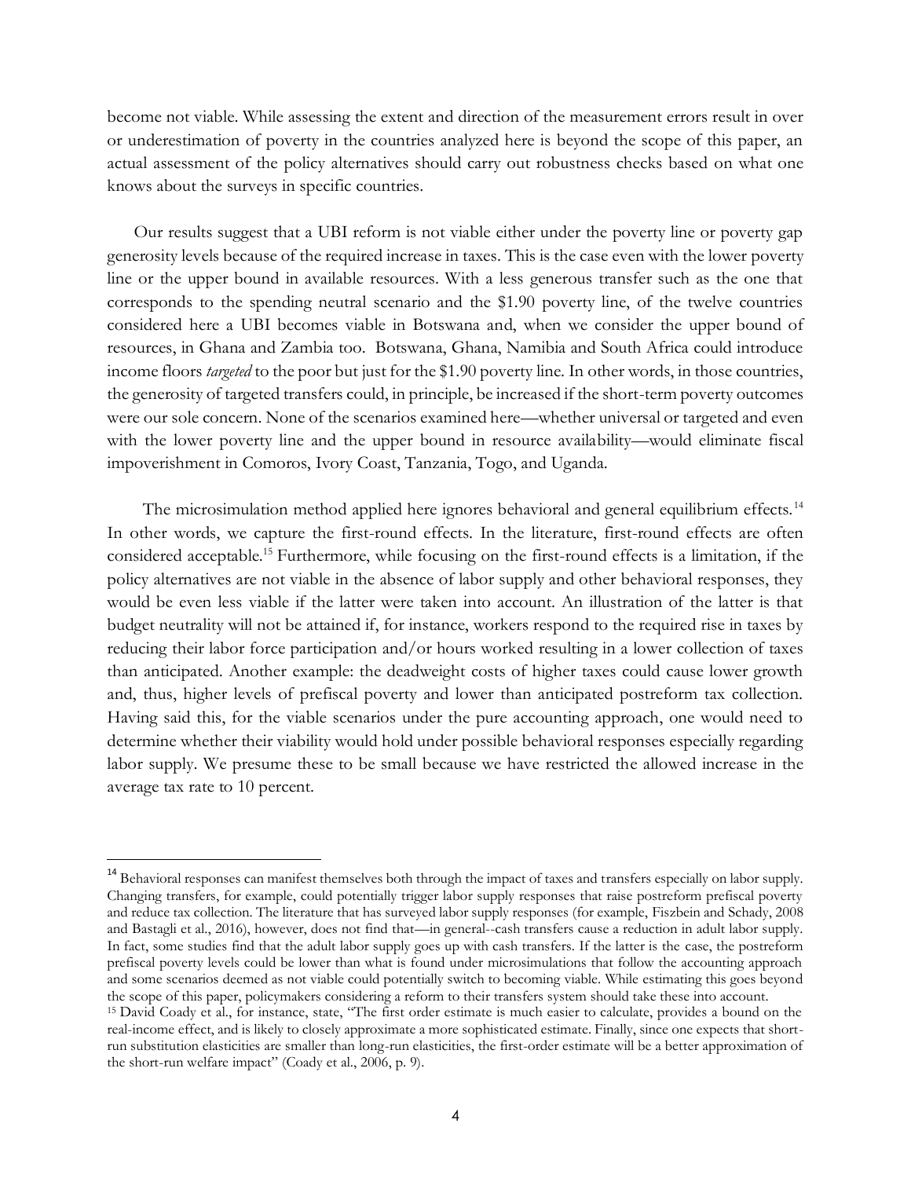become not viable. While assessing the extent and direction of the measurement errors result in over or underestimation of poverty in the countries analyzed here is beyond the scope of this paper, an actual assessment of the policy alternatives should carry out robustness checks based on what one knows about the surveys in specific countries.

Our results suggest that a UBI reform is not viable either under the poverty line or poverty gap generosity levels because of the required increase in taxes. This is the case even with the lower poverty line or the upper bound in available resources. With a less generous transfer such as the one that corresponds to the spending neutral scenario and the $1.90 poverty line, of the twelve countries considered here a UBI becomes viable in Botswana and, when we consider the upper bound of resources, in Ghana and Zambia too. Botswana, Ghana, Namibia and South Africa could introduce income floors *targeted* to the poor but just for the $1.90 poverty line. In other words, in those countries, the generosity of targeted transfers could, in principle, be increased if the short-term poverty outcomes were our sole concern. None of the scenarios examined here—whether universal or targeted and even with the lower poverty line and the upper bound in resource availability—would eliminate fiscal impoverishment in Comoros, Ivory Coast, Tanzania, Togo, and Uganda.

The microsimulation method applied here ignores behavioral and general equilibrium effects.[14] In other words, we capture the first-round effects. In the literature, first-round effects are often considered acceptable.[15] Furthermore, while focusing on the first-round effects is a limitation, if the policy alternatives are not viable in the absence of labor supply and other behavioral responses, they would be even less viable if the latter were taken into account. An illustration of the latter is that budget neutrality will not be attained if, for instance, workers respond to the required rise in taxes by reducing their labor force participation and/or hours worked resulting in a lower collection of taxes than anticipated. Another example: the deadweight costs of higher taxes could cause lower growth and, thus, higher levels of prefiscal poverty and lower than anticipated postreform tax collection. Having said this, for the viable scenarios under the pure accounting approach, one would need to determine whether their viability would hold under possible behavioral responses especially regarding labor supply. We presume these to be small because we have restricted the allowed increase in the average tax rate to 10 percent.

---

[14] Behavioral responses can manifest themselves both through the impact of taxes and transfers especially on labor supply. Changing transfers, for example, could potentially trigger labor supply responses that raise postreform prefiscal poverty and reduce tax collection. The literature that has surveyed labor supply responses (for example, Fiszbein and Schady, 2008 and Bastagli et al., 2016), however, does not find that—in general--cash transfers cause a reduction in adult labor supply. In fact, some studies find that the adult labor supply goes up with cash transfers. If the latter is the case, the postreform prefiscal poverty levels could be lower than what is found under microsimulations that follow the accounting approach and some scenarios deemed as not viable could potentially switch to becoming viable. While estimating this goes beyond the scope of this paper, policymakers considering a reform to their transfers system should take these into account.

[15] David Coady et al., for instance, state, "The first order estimate is much easier to calculate, provides a bound on the real-income effect, and is likely to closely approximate a more sophisticated estimate. Finally, since one expects that short-run substitution elasticities are smaller than long-run elasticities, the first-order estimate will be a better approximation of the short-run welfare impact" (Coady et al., 2006, p. 9).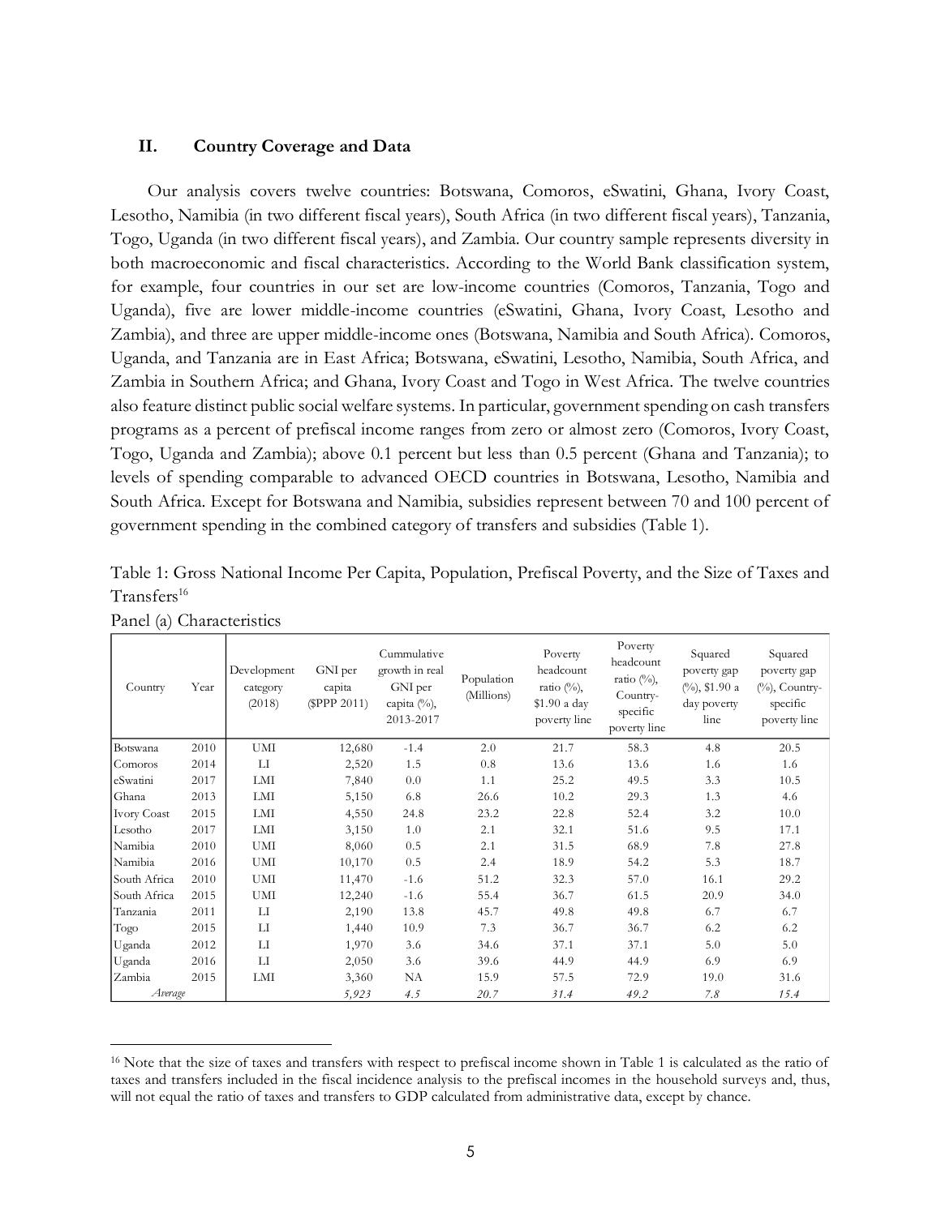## II. Country Coverage and Data

Our analysis covers twelve countries: Botswana, Comoros, eSwatini, Ghana, Ivory Coast, Lesotho, Namibia (in two different fiscal years), South Africa (in two different fiscal years), Tanzania, Togo, Uganda (in two different fiscal years), and Zambia. Our country sample represents diversity in both macroeconomic and fiscal characteristics. According to the World Bank classification system, for example, four countries in our set are low-income countries (Comoros, Tanzania, Togo and Uganda), five are lower middle-income countries (eSwatini, Ghana, Ivory Coast, Lesotho and Zambia), and three are upper middle-income ones (Botswana, Namibia and South Africa). Comoros, Uganda, and Tanzania are in East Africa; Botswana, eSwatini, Lesotho, Namibia, South Africa, and Zambia in Southern Africa; and Ghana, Ivory Coast and Togo in West Africa. The twelve countries also feature distinct public social welfare systems. In particular, government spending on cash transfers programs as a percent of prefiscal income ranges from zero or almost zero (Comoros, Ivory Coast, Togo, Uganda and Zambia); above 0.1 percent but less than 0.5 percent (Ghana and Tanzania); to levels of spending comparable to advanced OECD countries in Botswana, Lesotho, Namibia and South Africa. Except for Botswana and Namibia, subsidies represent between 70 and 100 percent of government spending in the combined category of transfers and subsidies (Table 1).

Table 1: Gross National Income Per Capita, Population, Prefiscal Poverty, and the Size of Taxes and Transfers[16]

Panel (a) Characteristics

| Country | Year | Development category (2018) | GNI per capita ($PPP 2011) | Cummulative growth in real GNI per capita (%), 2013-2017 | Population (Millions) | Poverty headcount ratio (%), $1.90 a day poverty line | Poverty headcount ratio (%), Country-specific poverty line | Squared poverty gap (%), $1.90 a day poverty line | Squared poverty gap (%), Country-specific poverty line |
|---|---|---|---|---|---|---|---|---|---|
| Botswana | 2010 | UMI | 12,680 | -1.4 | 2.0 | 21.7 | 58.3 | 4.8 | 20.5 |
| Comoros | 2014 | LI | 2,520 | 1.5 | 0.8 | 13.6 | 13.6 | 1.6 | 1.6 |
| eSwatini | 2017 | LMI | 7,840 | 0.0 | 1.1 | 25.2 | 49.5 | 3.3 | 10.5 |
| Ghana | 2013 | LMI | 5,150 | 6.8 | 26.6 | 10.2 | 29.3 | 1.3 | 4.6 |
| Ivory Coast | 2015 | LMI | 4,550 | 24.8 | 23.2 | 22.8 | 52.4 | 3.2 | 10.0 |
| Lesotho | 2017 | LMI | 3,150 | 1.0 | 2.1 | 32.1 | 51.6 | 9.5 | 17.1 |
| Namibia | 2010 | UMI | 8,060 | 0.5 | 2.1 | 31.5 | 68.9 | 7.8 | 27.8 |
| Namibia | 2016 | UMI | 10,170 | 0.5 | 2.4 | 18.9 | 54.2 | 5.3 | 18.7 |
| South Africa | 2010 | UMI | 11,470 | -1.6 | 51.2 | 32.3 | 57.0 | 16.1 | 29.2 |
| South Africa | 2015 | UMI | 12,240 | -1.6 | 55.4 | 36.7 | 61.5 | 20.9 | 34.0 |
| Tanzania | 2011 | LI | 2,190 | 13.8 | 45.7 | 49.8 | 49.8 | 6.7 | 6.7 |
| Togo | 2015 | LI | 1,440 | 10.9 | 7.3 | 36.7 | 36.7 | 6.2 | 6.2 |
| Uganda | 2012 | LI | 1,970 | 3.6 | 34.6 | 37.1 | 37.1 | 5.0 | 5.0 |
| Uganda | 2016 | LI | 2,050 | 3.6 | 39.6 | 44.9 | 44.9 | 6.9 | 6.9 |
| Zambia | 2015 | LMI | 3,360 | NA | 15.9 | 57.5 | 72.9 | 19.0 | 31.6 |
| *Average* | | | *5,923* | *4.5* | *20.7* | *31.4* | *49.2* | *7.8* | *15.4* |

[16] Note that the size of taxes and transfers with respect to prefiscal income shown in Table 1 is calculated as the ratio of taxes and transfers included in the fiscal incidence analysis to the prefiscal incomes in the household surveys and, thus, will not equal the ratio of taxes and transfers to GDP calculated from administrative data, except by chance.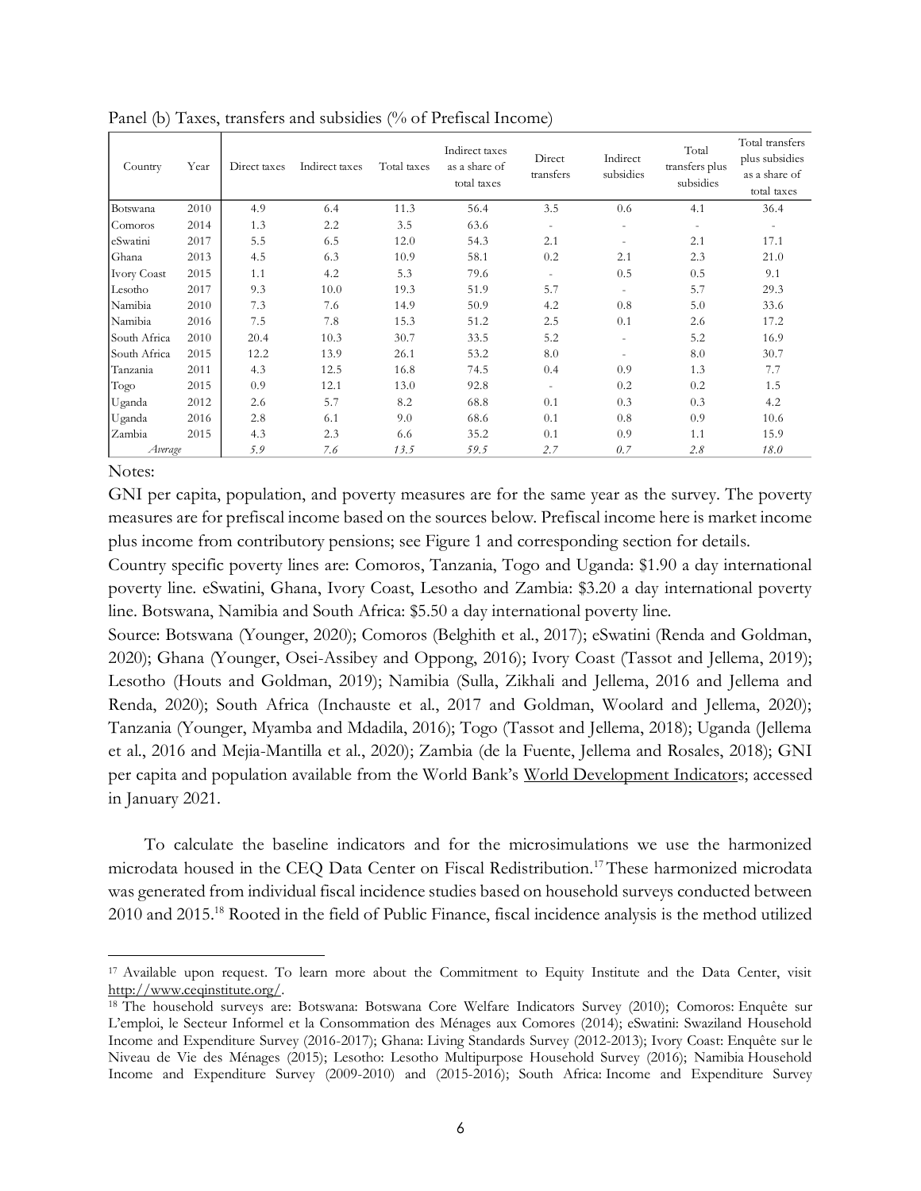Panel (b) Taxes, transfers and subsidies (% of Prefiscal Income)

| Country | Year | Direct taxes | Indirect taxes | Total taxes | Indirect taxes as a share of total taxes | Direct transfers | Indirect subsidies | Total transfers plus subsidies | Total transfers plus subsidies as a share of total taxes |
|---|---|---|---|---|---|---|---|---|---|
| Botswana | 2010 | 4.9 | 6.4 | 11.3 | 56.4 | 3.5 | 0.6 | 4.1 | 36.4 |
| Comoros | 2014 | 1.3 | 2.2 | 3.5 | 63.6 | - | - | - | - |
| eSwatini | 2017 | 5.5 | 6.5 | 12.0 | 54.3 | 2.1 | - | 2.1 | 17.1 |
| Ghana | 2013 | 4.5 | 6.3 | 10.9 | 58.1 | 0.2 | 2.1 | 2.3 | 21.0 |
| Ivory Coast | 2015 | 1.1 | 4.2 | 5.3 | 79.6 | - | 0.5 | 0.5 | 9.1 |
| Lesotho | 2017 | 9.3 | 10.0 | 19.3 | 51.9 | 5.7 | - | 5.7 | 29.3 |
| Namibia | 2010 | 7.3 | 7.6 | 14.9 | 50.9 | 4.2 | 0.8 | 5.0 | 33.6 |
| Namibia | 2016 | 7.5 | 7.8 | 15.3 | 51.2 | 2.5 | 0.1 | 2.6 | 17.2 |
| South Africa | 2010 | 20.4 | 10.3 | 30.7 | 33.5 | 5.2 | - | 5.2 | 16.9 |
| South Africa | 2015 | 12.2 | 13.9 | 26.1 | 53.2 | 8.0 | - | 8.0 | 30.7 |
| Tanzania | 2011 | 4.3 | 12.5 | 16.8 | 74.5 | 0.4 | 0.9 | 1.3 | 7.7 |
| Togo | 2015 | 0.9 | 12.1 | 13.0 | 92.8 | - | 0.2 | 0.2 | 1.5 |
| Uganda | 2012 | 2.6 | 5.7 | 8.2 | 68.8 | 0.1 | 0.3 | 0.3 | 4.2 |
| Uganda | 2016 | 2.8 | 6.1 | 9.0 | 68.6 | 0.1 | 0.8 | 0.9 | 10.6 |
| Zambia | 2015 | 4.3 | 2.3 | 6.6 | 35.2 | 0.1 | 0.9 | 1.1 | 15.9 |
| *Average* | | *5.9* | *7.6* | *13.5* | *59.5* | *2.7* | *0.7* | *2.8* | *18.0* |

Notes:

GNI per capita, population, and poverty measures are for the same year as the survey. The poverty measures are for prefiscal income based on the sources below. Prefiscal income here is market income plus income from contributory pensions; see Figure 1 and corresponding section for details.

Country specific poverty lines are: Comoros, Tanzania, Togo and Uganda: $1.90 a day international poverty line. eSwatini, Ghana, Ivory Coast, Lesotho and Zambia: $3.20 a day international poverty line. Botswana, Namibia and South Africa: $5.50 a day international poverty line.

Source: Botswana (Younger, 2020); Comoros (Belghith et al., 2017); eSwatini (Renda and Goldman, 2020); Ghana (Younger, Osei-Assibey and Oppong, 2016); Ivory Coast (Tassot and Jellema, 2019); Lesotho (Houts and Goldman, 2019); Namibia (Sulla, Zikhali and Jellema, 2016 and Jellema and Renda, 2020); South Africa (Inchauste et al., 2017 and Goldman, Woolard and Jellema, 2020); Tanzania (Younger, Myamba and Mdadila, 2016); Togo (Tassot and Jellema, 2018); Uganda (Jellema et al., 2016 and Mejia-Mantilla et al., 2020); Zambia (de la Fuente, Jellema and Rosales, 2018); GNI per capita and population available from the World Bank's World Development Indicators; accessed in January 2021.

To calculate the baseline indicators and for the microsimulations we use the harmonized microdata housed in the CEQ Data Center on Fiscal Redistribution.[17] These harmonized microdata was generated from individual fiscal incidence studies based on household surveys conducted between 2010 and 2015.[18] Rooted in the field of Public Finance, fiscal incidence analysis is the method utilized

[17] Available upon request. To learn more about the Commitment to Equity Institute and the Data Center, visit http://www.ceqinstitute.org/.

[18] The household surveys are: Botswana: Botswana Core Welfare Indicators Survey (2010); Comoros: Enquête sur L'emploi, le Secteur Informel et la Consommation des Ménages aux Comores (2014); eSwatini: Swaziland Household Income and Expenditure Survey (2016-2017); Ghana: Living Standards Survey (2012-2013); Ivory Coast: Enquête sur le Niveau de Vie des Ménages (2015); Lesotho: Lesotho Multipurpose Household Survey (2016); Namibia Household Income and Expenditure Survey (2009-2010) and (2015-2016); South Africa: Income and Expenditure Survey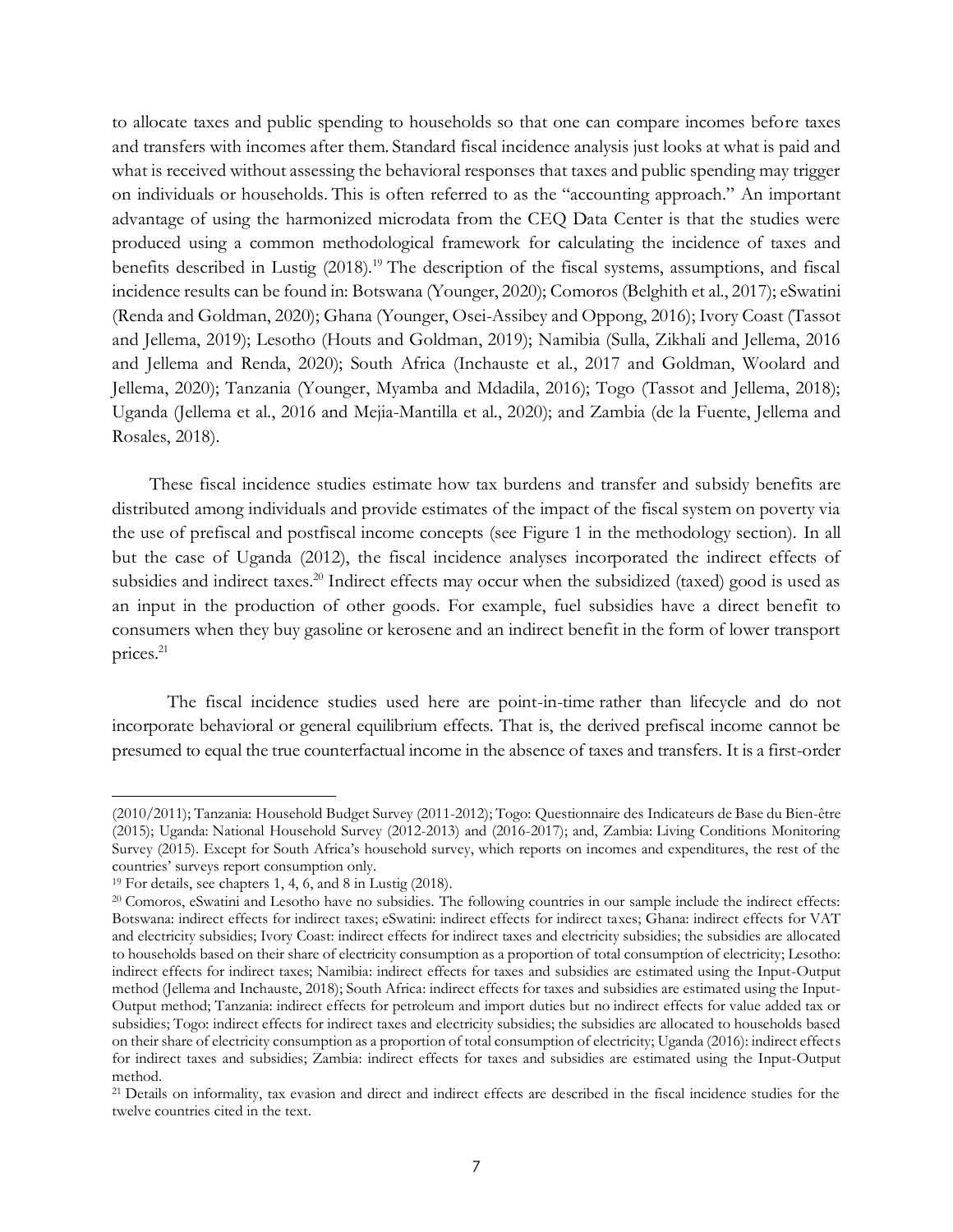to allocate taxes and public spending to households so that one can compare incomes before taxes and transfers with incomes after them. Standard fiscal incidence analysis just looks at what is paid and what is received without assessing the behavioral responses that taxes and public spending may trigger on individuals or households. This is often referred to as the "accounting approach." An important advantage of using the harmonized microdata from the CEQ Data Center is that the studies were produced using a common methodological framework for calculating the incidence of taxes and benefits described in Lustig (2018).[19] The description of the fiscal systems, assumptions, and fiscal incidence results can be found in: Botswana (Younger, 2020); Comoros (Belghith et al., 2017); eSwatini (Renda and Goldman, 2020); Ghana (Younger, Osei-Assibey and Oppong, 2016); Ivory Coast (Tassot and Jellema, 2019); Lesotho (Houts and Goldman, 2019); Namibia (Sulla, Zikhali and Jellema, 2016 and Jellema and Renda, 2020); South Africa (Inchauste et al., 2017 and Goldman, Woolard and Jellema, 2020); Tanzania (Younger, Myamba and Mdadila, 2016); Togo (Tassot and Jellema, 2018); Uganda (Jellema et al., 2016 and Mejia-Mantilla et al., 2020); and Zambia (de la Fuente, Jellema and Rosales, 2018).

These fiscal incidence studies estimate how tax burdens and transfer and subsidy benefits are distributed among individuals and provide estimates of the impact of the fiscal system on poverty via the use of prefiscal and postfiscal income concepts (see Figure 1 in the methodology section). In all but the case of Uganda (2012), the fiscal incidence analyses incorporated the indirect effects of subsidies and indirect taxes.[20] Indirect effects may occur when the subsidized (taxed) good is used as an input in the production of other goods. For example, fuel subsidies have a direct benefit to consumers when they buy gasoline or kerosene and an indirect benefit in the form of lower transport prices.[21]

The fiscal incidence studies used here are point-in-time rather than lifecycle and do not incorporate behavioral or general equilibrium effects. That is, the derived prefiscal income cannot be presumed to equal the true counterfactual income in the absence of taxes and transfers. It is a first-order

---

(2010/2011); Tanzania: Household Budget Survey (2011-2012); Togo: Questionnaire des Indicateurs de Base du Bien-être (2015); Uganda: National Household Survey (2012-2013) and (2016-2017); and, Zambia: Living Conditions Monitoring Survey (2015). Except for South Africa's household survey, which reports on incomes and expenditures, the rest of the countries' surveys report consumption only.

[19] For details, see chapters 1, 4, 6, and 8 in Lustig (2018).

[20] Comoros, eSwatini and Lesotho have no subsidies. The following countries in our sample include the indirect effects: Botswana: indirect effects for indirect taxes; eSwatini: indirect effects for indirect taxes; Ghana: indirect effects for VAT and electricity subsidies; Ivory Coast: indirect effects for indirect taxes and electricity subsidies; the subsidies are allocated to households based on their share of electricity consumption as a proportion of total consumption of electricity; Lesotho: indirect effects for indirect taxes; Namibia: indirect effects for taxes and subsidies are estimated using the Input-Output method (Jellema and Inchauste, 2018); South Africa: indirect effects for taxes and subsidies are estimated using the Input-Output method; Tanzania: indirect effects for petroleum and import duties but no indirect effects for value added tax or subsidies; Togo: indirect effects for indirect taxes and electricity subsidies; the subsidies are allocated to households based on their share of electricity consumption as a proportion of total consumption of electricity; Uganda (2016): indirect effects for indirect taxes and subsidies; Zambia: indirect effects for taxes and subsidies are estimated using the Input-Output method.

[21] Details on informality, tax evasion and direct and indirect effects are described in the fiscal incidence studies for the twelve countries cited in the text.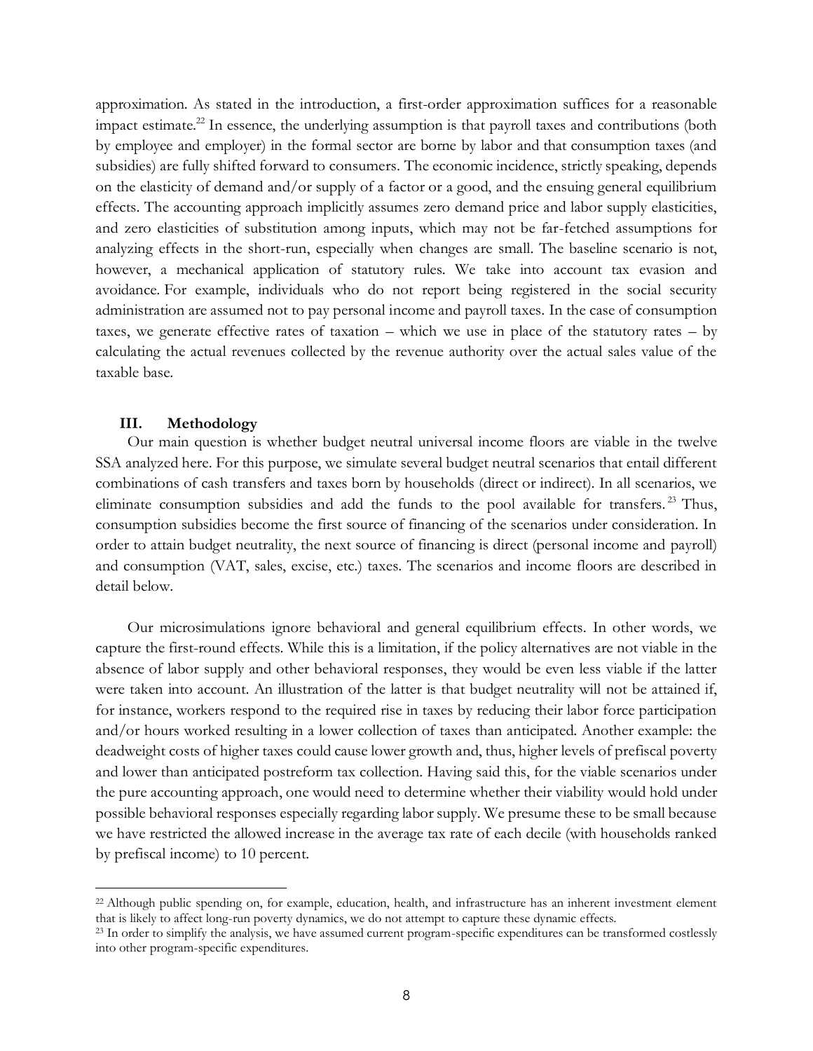approximation. As stated in the introduction, a first-order approximation suffices for a reasonable impact estimate.[22] In essence, the underlying assumption is that payroll taxes and contributions (both by employee and employer) in the formal sector are borne by labor and that consumption taxes (and subsidies) are fully shifted forward to consumers. The economic incidence, strictly speaking, depends on the elasticity of demand and/or supply of a factor or a good, and the ensuing general equilibrium effects. The accounting approach implicitly assumes zero demand price and labor supply elasticities, and zero elasticities of substitution among inputs, which may not be far-fetched assumptions for analyzing effects in the short-run, especially when changes are small. The baseline scenario is not, however, a mechanical application of statutory rules. We take into account tax evasion and avoidance. For example, individuals who do not report being registered in the social security administration are assumed not to pay personal income and payroll taxes. In the case of consumption taxes, we generate effective rates of taxation – which we use in place of the statutory rates – by calculating the actual revenues collected by the revenue authority over the actual sales value of the taxable base.

## III. Methodology

Our main question is whether budget neutral universal income floors are viable in the twelve SSA analyzed here. For this purpose, we simulate several budget neutral scenarios that entail different combinations of cash transfers and taxes born by households (direct or indirect). In all scenarios, we eliminate consumption subsidies and add the funds to the pool available for transfers.[23] Thus, consumption subsidies become the first source of financing of the scenarios under consideration. In order to attain budget neutrality, the next source of financing is direct (personal income and payroll) and consumption (VAT, sales, excise, etc.) taxes. The scenarios and income floors are described in detail below.

Our microsimulations ignore behavioral and general equilibrium effects. In other words, we capture the first-round effects. While this is a limitation, if the policy alternatives are not viable in the absence of labor supply and other behavioral responses, they would be even less viable if the latter were taken into account. An illustration of the latter is that budget neutrality will not be attained if, for instance, workers respond to the required rise in taxes by reducing their labor force participation and/or hours worked resulting in a lower collection of taxes than anticipated. Another example: the deadweight costs of higher taxes could cause lower growth and, thus, higher levels of prefiscal poverty and lower than anticipated postreform tax collection. Having said this, for the viable scenarios under the pure accounting approach, one would need to determine whether their viability would hold under possible behavioral responses especially regarding labor supply. We presume these to be small because we have restricted the allowed increase in the average tax rate of each decile (with households ranked by prefiscal income) to 10 percent.

---

[22] Although public spending on, for example, education, health, and infrastructure has an inherent investment element that is likely to affect long-run poverty dynamics, we do not attempt to capture these dynamic effects.

[23] In order to simplify the analysis, we have assumed current program-specific expenditures can be transformed costlessly into other program-specific expenditures.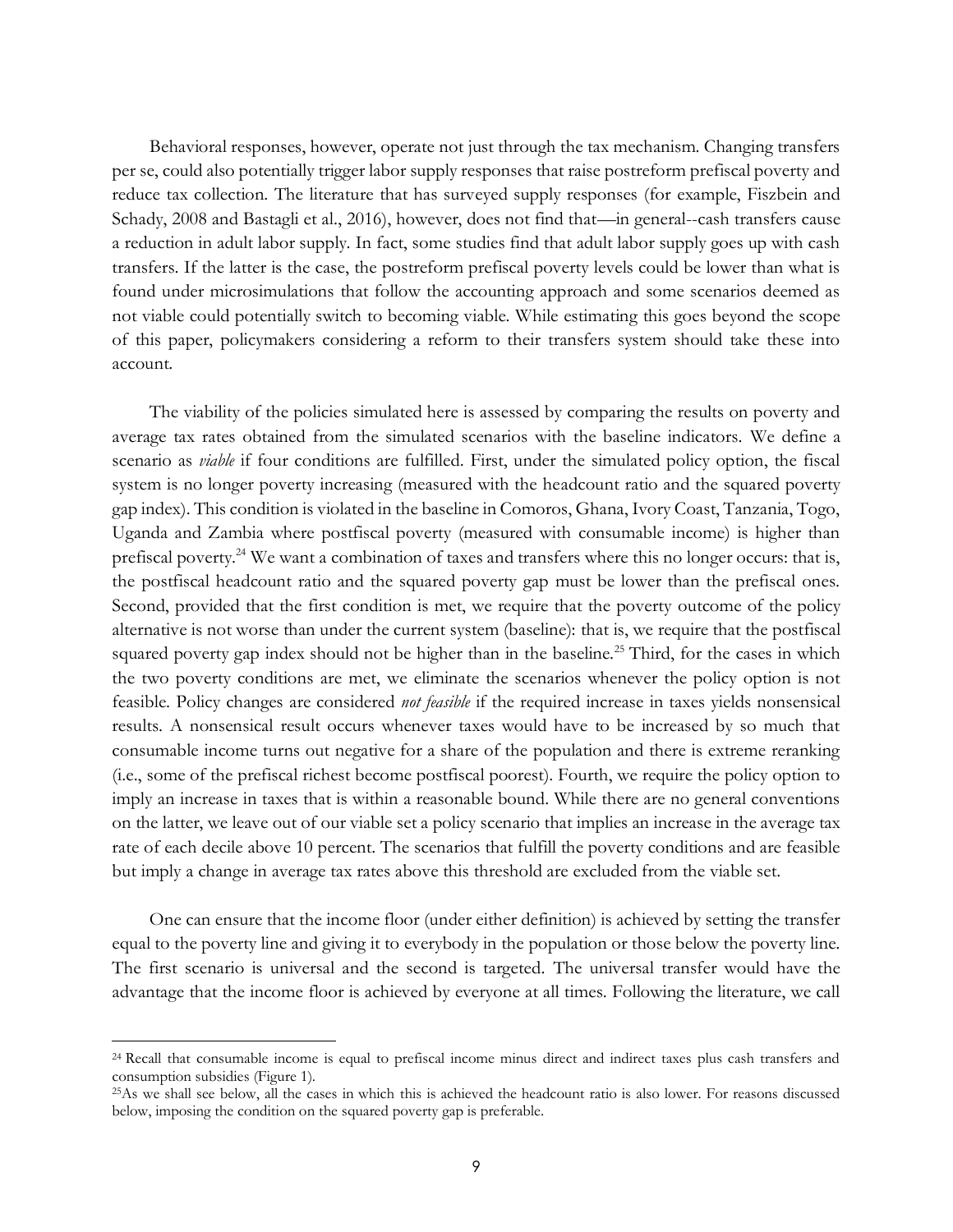Behavioral responses, however, operate not just through the tax mechanism. Changing transfers per se, could also potentially trigger labor supply responses that raise postreform prefiscal poverty and reduce tax collection. The literature that has surveyed supply responses (for example, Fiszbein and Schady, 2008 and Bastagli et al., 2016), however, does not find that—in general--cash transfers cause a reduction in adult labor supply. In fact, some studies find that adult labor supply goes up with cash transfers. If the latter is the case, the postreform prefiscal poverty levels could be lower than what is found under microsimulations that follow the accounting approach and some scenarios deemed as not viable could potentially switch to becoming viable. While estimating this goes beyond the scope of this paper, policymakers considering a reform to their transfers system should take these into account.

The viability of the policies simulated here is assessed by comparing the results on poverty and average tax rates obtained from the simulated scenarios with the baseline indicators. We define a scenario as *viable* if four conditions are fulfilled. First, under the simulated policy option, the fiscal system is no longer poverty increasing (measured with the headcount ratio and the squared poverty gap index). This condition is violated in the baseline in Comoros, Ghana, Ivory Coast, Tanzania, Togo, Uganda and Zambia where postfiscal poverty (measured with consumable income) is higher than prefiscal poverty.[24] We want a combination of taxes and transfers where this no longer occurs: that is, the postfiscal headcount ratio and the squared poverty gap must be lower than the prefiscal ones. Second, provided that the first condition is met, we require that the poverty outcome of the policy alternative is not worse than under the current system (baseline): that is, we require that the postfiscal squared poverty gap index should not be higher than in the baseline.[25] Third, for the cases in which the two poverty conditions are met, we eliminate the scenarios whenever the policy option is not feasible. Policy changes are considered *not feasible* if the required increase in taxes yields nonsensical results. A nonsensical result occurs whenever taxes would have to be increased by so much that consumable income turns out negative for a share of the population and there is extreme reranking (i.e., some of the prefiscal richest become postfiscal poorest). Fourth, we require the policy option to imply an increase in taxes that is within a reasonable bound. While there are no general conventions on the latter, we leave out of our viable set a policy scenario that implies an increase in the average tax rate of each decile above 10 percent. The scenarios that fulfill the poverty conditions and are feasible but imply a change in average tax rates above this threshold are excluded from the viable set.

One can ensure that the income floor (under either definition) is achieved by setting the transfer equal to the poverty line and giving it to everybody in the population or those below the poverty line. The first scenario is universal and the second is targeted. The universal transfer would have the advantage that the income floor is achieved by everyone at all times. Following the literature, we call

[24] Recall that consumable income is equal to prefiscal income minus direct and indirect taxes plus cash transfers and consumption subsidies (Figure 1).

[25] As we shall see below, all the cases in which this is achieved the headcount ratio is also lower. For reasons discussed below, imposing the condition on the squared poverty gap is preferable.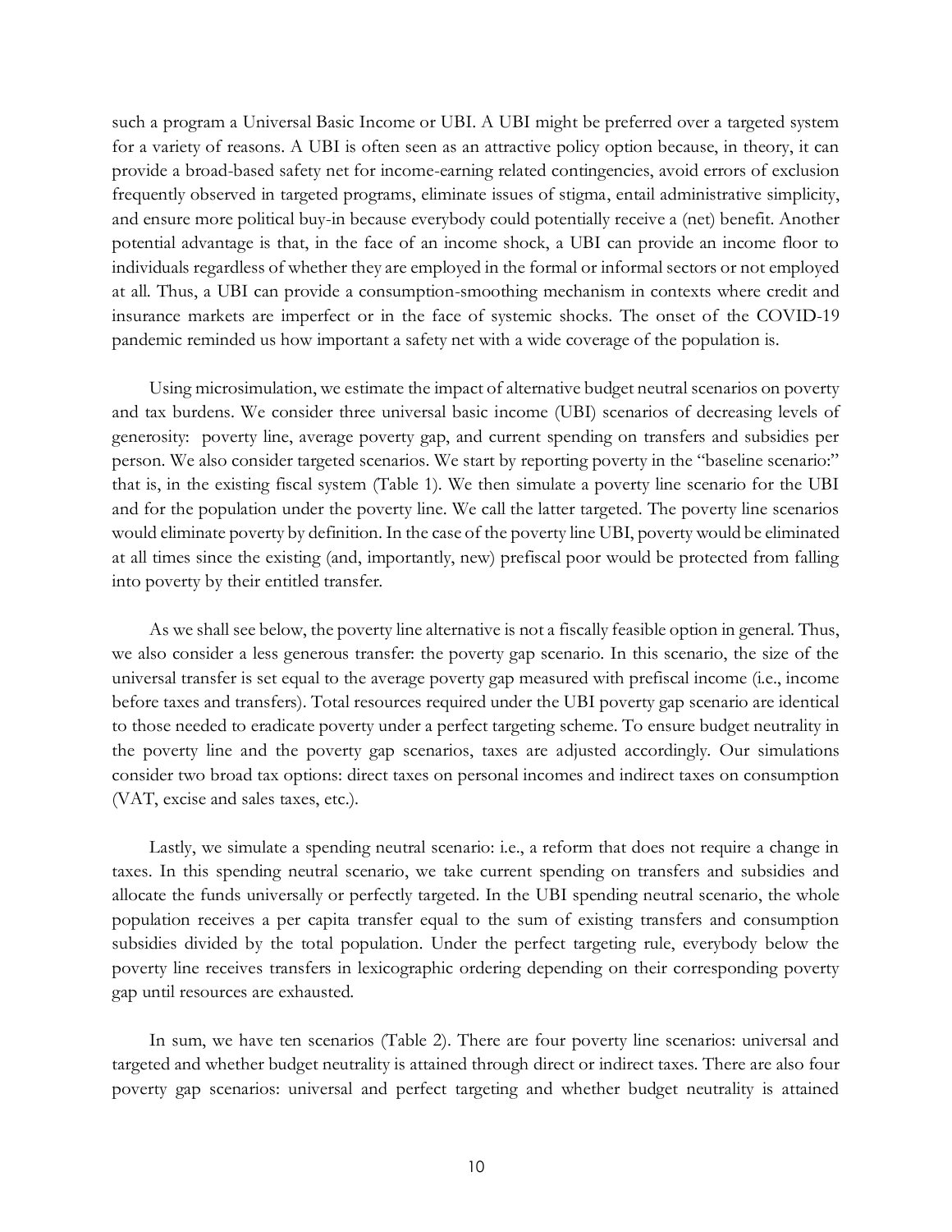such a program a Universal Basic Income or UBI. A UBI might be preferred over a targeted system for a variety of reasons. A UBI is often seen as an attractive policy option because, in theory, it can provide a broad-based safety net for income-earning related contingencies, avoid errors of exclusion frequently observed in targeted programs, eliminate issues of stigma, entail administrative simplicity, and ensure more political buy-in because everybody could potentially receive a (net) benefit. Another potential advantage is that, in the face of an income shock, a UBI can provide an income floor to individuals regardless of whether they are employed in the formal or informal sectors or not employed at all. Thus, a UBI can provide a consumption-smoothing mechanism in contexts where credit and insurance markets are imperfect or in the face of systemic shocks. The onset of the COVID-19 pandemic reminded us how important a safety net with a wide coverage of the population is.

Using microsimulation, we estimate the impact of alternative budget neutral scenarios on poverty and tax burdens. We consider three universal basic income (UBI) scenarios of decreasing levels of generosity: poverty line, average poverty gap, and current spending on transfers and subsidies per person. We also consider targeted scenarios. We start by reporting poverty in the "baseline scenario:" that is, in the existing fiscal system (Table 1). We then simulate a poverty line scenario for the UBI and for the population under the poverty line. We call the latter targeted. The poverty line scenarios would eliminate poverty by definition. In the case of the poverty line UBI, poverty would be eliminated at all times since the existing (and, importantly, new) prefiscal poor would be protected from falling into poverty by their entitled transfer.

As we shall see below, the poverty line alternative is not a fiscally feasible option in general. Thus, we also consider a less generous transfer: the poverty gap scenario. In this scenario, the size of the universal transfer is set equal to the average poverty gap measured with prefiscal income (i.e., income before taxes and transfers). Total resources required under the UBI poverty gap scenario are identical to those needed to eradicate poverty under a perfect targeting scheme. To ensure budget neutrality in the poverty line and the poverty gap scenarios, taxes are adjusted accordingly. Our simulations consider two broad tax options: direct taxes on personal incomes and indirect taxes on consumption (VAT, excise and sales taxes, etc.).

Lastly, we simulate a spending neutral scenario: i.e., a reform that does not require a change in taxes. In this spending neutral scenario, we take current spending on transfers and subsidies and allocate the funds universally or perfectly targeted. In the UBI spending neutral scenario, the whole population receives a per capita transfer equal to the sum of existing transfers and consumption subsidies divided by the total population. Under the perfect targeting rule, everybody below the poverty line receives transfers in lexicographic ordering depending on their corresponding poverty gap until resources are exhausted.

In sum, we have ten scenarios (Table 2). There are four poverty line scenarios: universal and targeted and whether budget neutrality is attained through direct or indirect taxes. There are also four poverty gap scenarios: universal and perfect targeting and whether budget neutrality is attained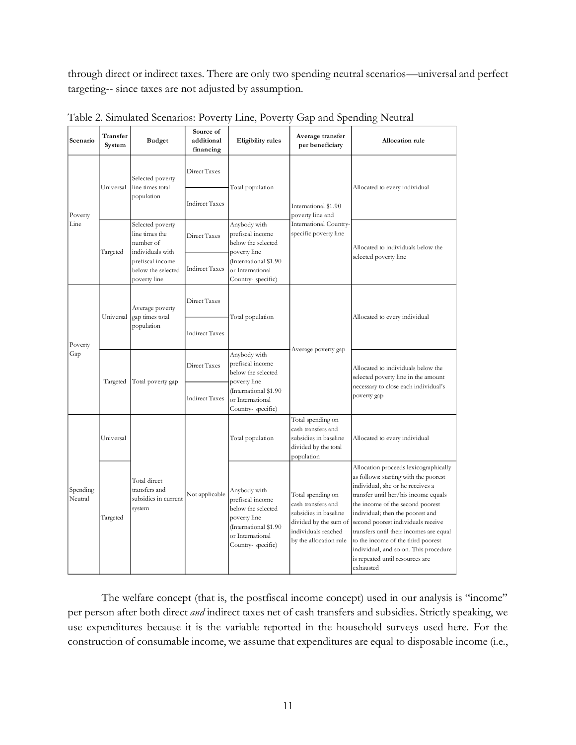through direct or indirect taxes. There are only two spending neutral scenarios—universal and perfect targeting-- since taxes are not adjusted by assumption.

Table 2. Simulated Scenarios: Poverty Line, Poverty Gap and Spending Neutral

| Scenario | Transfer System | Budget | Source of additional financing | Eligibility rules | Average transfer per beneficiary | Allocation rule |
|---|---|---|---|---|---|---|
| Poverty Line | Universal | Selected poverty line times total population | Direct Taxes | Total population | International $1.90 poverty line and International Country-specific poverty line | Allocated to every individual |
| | | | Indirect Taxes | | | |
| | Targeted | Selected poverty line times the number of individuals with prefiscal income below the selected poverty line | Direct Taxes | Anybody with prefiscal income below the selected poverty line (International $1.90 or International Country- specific) | | Allocated to individuals below the selected poverty line |
| | | | Indirect Taxes | | | |
| Poverty Gap | Universal | Average poverty gap times total population | Direct Taxes | Total population | Average poverty gap | Allocated to every individual |
| | | | Indirect Taxes | | | |
| | Targeted | Total poverty gap | Direct Taxes | Anybody with prefiscal income below the selected poverty line (International $1.90 or International Country- specific) | | Allocated to individuals below the selected poverty line in the amount necessary to close each individual's poverty gap |
| | | | Indirect Taxes | | | |
| Spending Neutral | Universal | Total direct transfers and subsidies in current system | Not applicable | Total population | Total spending on cash transfers and subsidies in baseline divided by the total population | Allocated to every individual |
| | Targeted | | | Anybody with prefiscal income below the selected poverty line (International $1.90 or International Country- specific) | Total spending on cash transfers and subsidies in baseline divided by the sum of individuals reached by the allocation rule | Allocation proceeds lexicographically as follows: starting with the poorest individual, she or he receives a transfer until her/his income equals the income of the second poorest individual; then the poorest and second poorest individuals receive transfers until their incomes are equal to the income of the third poorest individual, and so on. This procedure is repeated until resources are exhausted |

The welfare concept (that is, the postfiscal income concept) used in our analysis is "income" per person after both direct *and* indirect taxes net of cash transfers and subsidies. Strictly speaking, we use expenditures because it is the variable reported in the household surveys used here. For the construction of consumable income, we assume that expenditures are equal to disposable income (i.e.,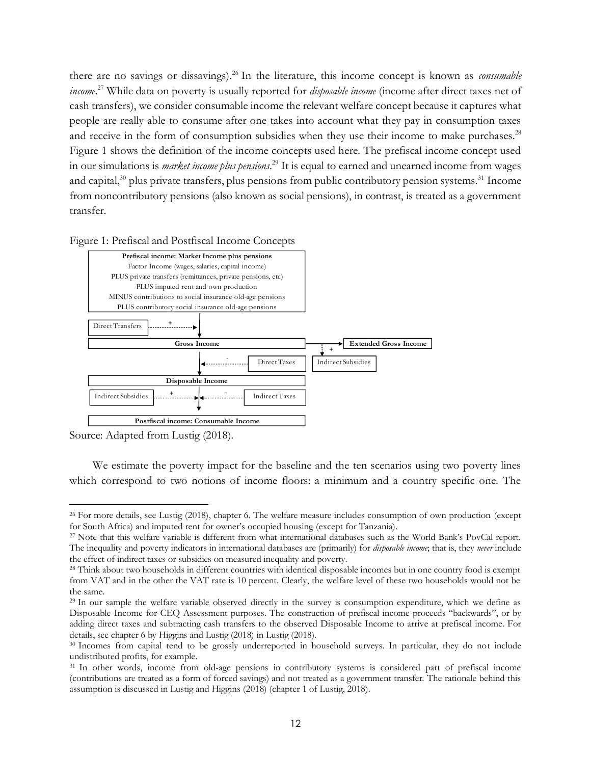there are no savings or dissavings).[26] In the literature, this income concept is known as *consumable income*.[27] While data on poverty is usually reported for *disposable income* (income after direct taxes net of cash transfers), we consider consumable income the relevant welfare concept because it captures what people are really able to consume after one takes into account what they pay in consumption taxes and receive in the form of consumption subsidies when they use their income to make purchases.[28] Figure 1 shows the definition of the income concepts used here. The prefiscal income concept used in our simulations is *market income plus pensions*.[29] It is equal to earned and unearned income from wages and capital,[30] plus private transfers, plus pensions from public contributory pension systems.[31] Income from noncontributory pensions (also known as social pensions), in contrast, is treated as a government transfer.

Figure 1: Prefiscal and Postfiscal Income Concepts

**Prefiscal income: Market Income plus pensions**
Factor Income (wages, salaries, capital income)
PLUS private transfers (remittances, private pensions, etc)
PLUS imputed rent and own production
MINUS contributions to social insurance old-age pensions
PLUS contributory social insurance old-age pensions

Direct Transfers (+)

**Gross Income** → **Extended Gross Income** (+ Indirect Subsidies)

Direct Taxes (-)

**Disposable Income**

Indirect Subsidies (+) Indirect Taxes (-)

**Postfiscal income: Consumable Income**

Source: Adapted from Lustig (2018).

We estimate the poverty impact for the baseline and the ten scenarios using two poverty lines which correspond to two notions of income floors: a minimum and a country specific one. The

---

[26] For more details, see Lustig (2018), chapter 6. The welfare measure includes consumption of own production (except for South Africa) and imputed rent for owner's occupied housing (except for Tanzania).

[27] Note that this welfare variable is different from what international databases such as the World Bank's PovCal report. The inequality and poverty indicators in international databases are (primarily) for *disposable income*; that is, they *never* include the effect of indirect taxes or subsidies on measured inequality and poverty.

[28] Think about two households in different countries with identical disposable incomes but in one country food is exempt from VAT and in the other the VAT rate is 10 percent. Clearly, the welfare level of these two households would not be the same.

[29] In our sample the welfare variable observed directly in the survey is consumption expenditure, which we define as Disposable Income for CEQ Assessment purposes. The construction of prefiscal income proceeds "backwards", or by adding direct taxes and subtracting cash transfers to the observed Disposable Income to arrive at prefiscal income. For details, see chapter 6 by Higgins and Lustig (2018) in Lustig (2018).

[30] Incomes from capital tend to be grossly underreported in household surveys. In particular, they do not include undistributed profits, for example.

[31] In other words, income from old-age pensions in contributory systems is considered part of prefiscal income (contributions are treated as a form of forced savings) and not treated as a government transfer. The rationale behind this assumption is discussed in Lustig and Higgins (2018) (chapter 1 of Lustig, 2018).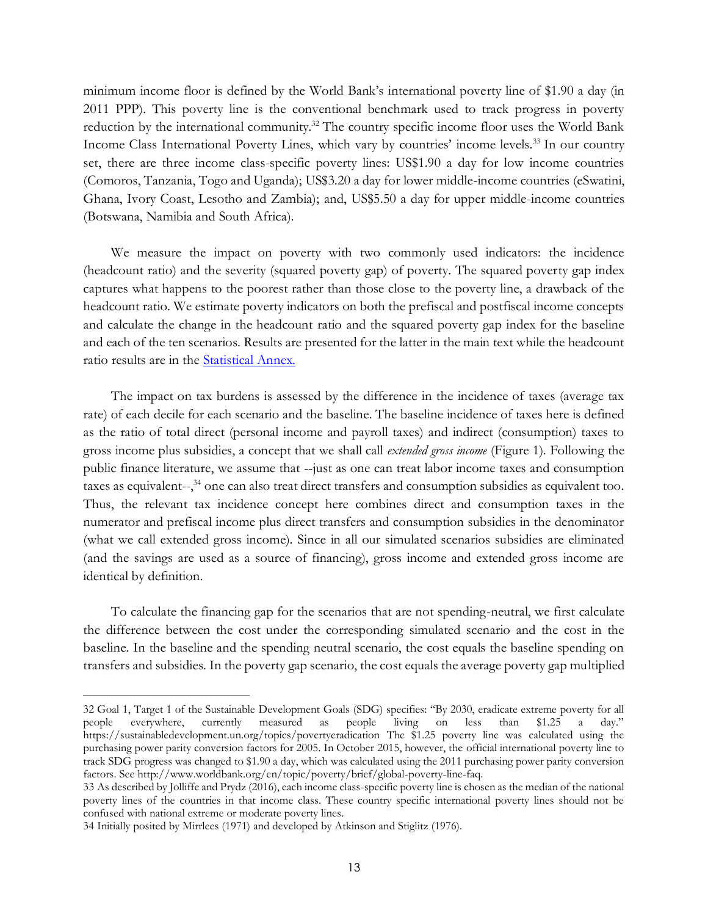minimum income floor is defined by the World Bank's international poverty line of $1.90 a day (in 2011 PPP). This poverty line is the conventional benchmark used to track progress in poverty reduction by the international community.[32] The country specific income floor uses the World Bank Income Class International Poverty Lines, which vary by countries' income levels.[33] In our country set, there are three income class-specific poverty lines: US$1.90 a day for low income countries (Comoros, Tanzania, Togo and Uganda); US$3.20 a day for lower middle-income countries (eSwatini, Ghana, Ivory Coast, Lesotho and Zambia); and, US$5.50 a day for upper middle-income countries (Botswana, Namibia and South Africa).

We measure the impact on poverty with two commonly used indicators: the incidence (headcount ratio) and the severity (squared poverty gap) of poverty. The squared poverty gap index captures what happens to the poorest rather than those close to the poverty line, a drawback of the headcount ratio. We estimate poverty indicators on both the prefiscal and postfiscal income concepts and calculate the change in the headcount ratio and the squared poverty gap index for the baseline and each of the ten scenarios. Results are presented for the latter in the main text while the headcount ratio results are in the [Statistical Annex.](#)

The impact on tax burdens is assessed by the difference in the incidence of taxes (average tax rate) of each decile for each scenario and the baseline. The baseline incidence of taxes here is defined as the ratio of total direct (personal income and payroll taxes) and indirect (consumption) taxes to gross income plus subsidies, a concept that we shall call *extended gross income* (Figure 1). Following the public finance literature, we assume that --just as one can treat labor income taxes and consumption taxes as equivalent--,[34] one can also treat direct transfers and consumption subsidies as equivalent too. Thus, the relevant tax incidence concept here combines direct and consumption taxes in the numerator and prefiscal income plus direct transfers and consumption subsidies in the denominator (what we call extended gross income). Since in all our simulated scenarios subsidies are eliminated (and the savings are used as a source of financing), gross income and extended gross income are identical by definition.

To calculate the financing gap for the scenarios that are not spending-neutral, we first calculate the difference between the cost under the corresponding simulated scenario and the cost in the baseline. In the baseline and the spending neutral scenario, the cost equals the baseline spending on transfers and subsidies. In the poverty gap scenario, the cost equals the average poverty gap multiplied

---

32 Goal 1, Target 1 of the Sustainable Development Goals (SDG) specifies: "By 2030, eradicate extreme poverty for all people everywhere, currently measured as people living on less than $1.25 a day." https://sustainabledevelopment.un.org/topics/povertyeradication The $1.25 poverty line was calculated using the purchasing power parity conversion factors for 2005. In October 2015, however, the official international poverty line to track SDG progress was changed to $1.90 a day, which was calculated using the 2011 purchasing power parity conversion factors. See http://www.worldbank.org/en/topic/poverty/brief/global-poverty-line-faq.

33 As described by Jolliffe and Prydz (2016), each income class-specific poverty line is chosen as the median of the national poverty lines of the countries in that income class. These country specific international poverty lines should not be confused with national extreme or moderate poverty lines.

34 Initially posited by Mirrlees (1971) and developed by Atkinson and Stiglitz (1976).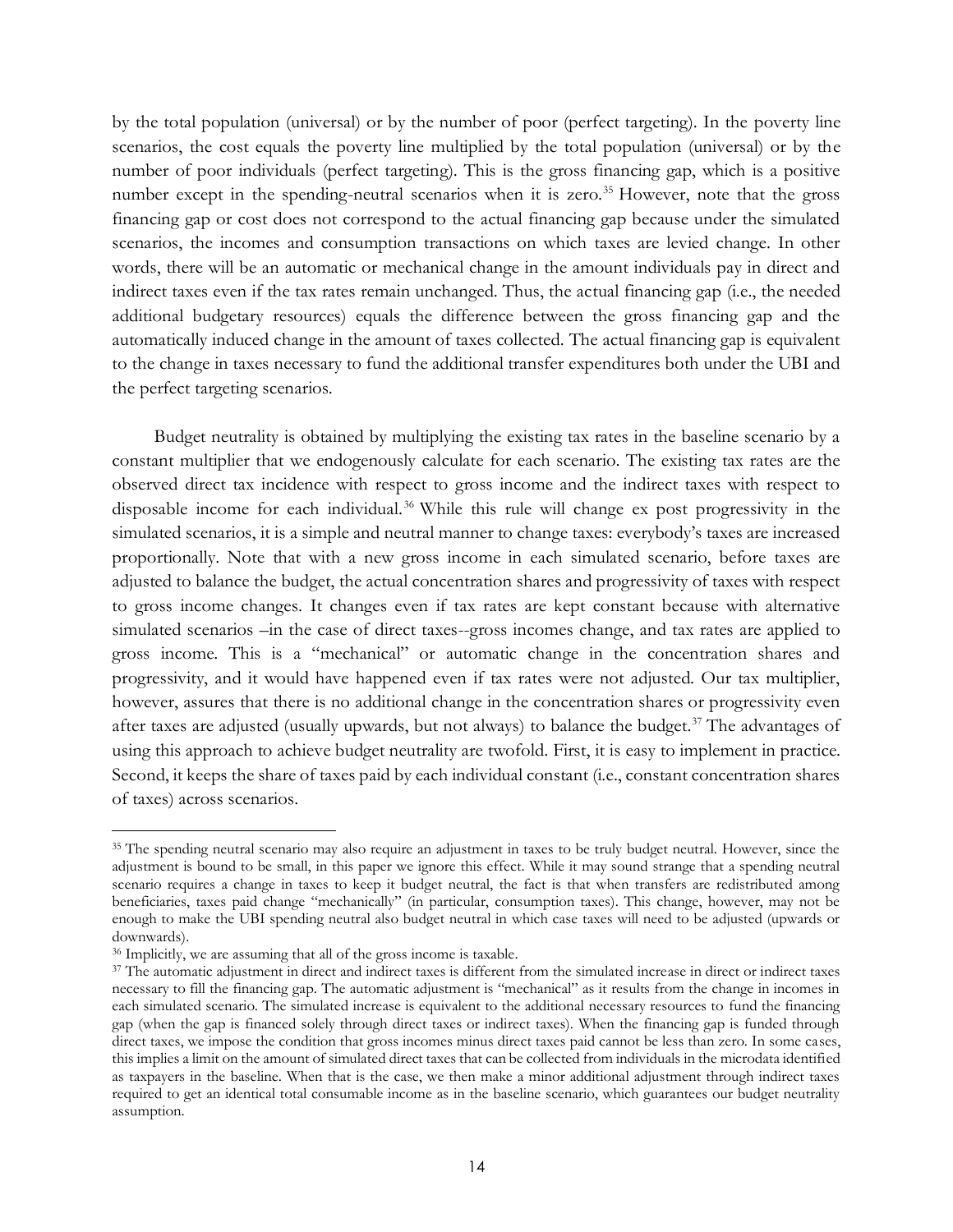by the total population (universal) or by the number of poor (perfect targeting). In the poverty line scenarios, the cost equals the poverty line multiplied by the total population (universal) or by the number of poor individuals (perfect targeting). This is the gross financing gap, which is a positive number except in the spending-neutral scenarios when it is zero.[35] However, note that the gross financing gap or cost does not correspond to the actual financing gap because under the simulated scenarios, the incomes and consumption transactions on which taxes are levied change. In other words, there will be an automatic or mechanical change in the amount individuals pay in direct and indirect taxes even if the tax rates remain unchanged. Thus, the actual financing gap (i.e., the needed additional budgetary resources) equals the difference between the gross financing gap and the automatically induced change in the amount of taxes collected. The actual financing gap is equivalent to the change in taxes necessary to fund the additional transfer expenditures both under the UBI and the perfect targeting scenarios.

Budget neutrality is obtained by multiplying the existing tax rates in the baseline scenario by a constant multiplier that we endogenously calculate for each scenario. The existing tax rates are the observed direct tax incidence with respect to gross income and the indirect taxes with respect to disposable income for each individual.[36] While this rule will change ex post progressivity in the simulated scenarios, it is a simple and neutral manner to change taxes: everybody's taxes are increased proportionally. Note that with a new gross income in each simulated scenario, before taxes are adjusted to balance the budget, the actual concentration shares and progressivity of taxes with respect to gross income changes. It changes even if tax rates are kept constant because with alternative simulated scenarios –in the case of direct taxes--gross incomes change, and tax rates are applied to gross income. This is a "mechanical" or automatic change in the concentration shares and progressivity, and it would have happened even if tax rates were not adjusted. Our tax multiplier, however, assures that there is no additional change in the concentration shares or progressivity even after taxes are adjusted (usually upwards, but not always) to balance the budget.[37] The advantages of using this approach to achieve budget neutrality are twofold. First, it is easy to implement in practice. Second, it keeps the share of taxes paid by each individual constant (i.e., constant concentration shares of taxes) across scenarios.

---

[35] The spending neutral scenario may also require an adjustment in taxes to be truly budget neutral. However, since the adjustment is bound to be small, in this paper we ignore this effect. While it may sound strange that a spending neutral scenario requires a change in taxes to keep it budget neutral, the fact is that when transfers are redistributed among beneficiaries, taxes paid change "mechanically" (in particular, consumption taxes). This change, however, may not be enough to make the UBI spending neutral also budget neutral in which case taxes will need to be adjusted (upwards or downwards).

[36] Implicitly, we are assuming that all of the gross income is taxable.

[37] The automatic adjustment in direct and indirect taxes is different from the simulated increase in direct or indirect taxes necessary to fill the financing gap. The automatic adjustment is "mechanical" as it results from the change in incomes in each simulated scenario. The simulated increase is equivalent to the additional necessary resources to fund the financing gap (when the gap is financed solely through direct taxes or indirect taxes). When the financing gap is funded through direct taxes, we impose the condition that gross incomes minus direct taxes paid cannot be less than zero. In some cases, this implies a limit on the amount of simulated direct taxes that can be collected from individuals in the microdata identified as taxpayers in the baseline. When that is the case, we then make a minor additional adjustment through indirect taxes required to get an identical total consumable income as in the baseline scenario, which guarantees our budget neutrality assumption.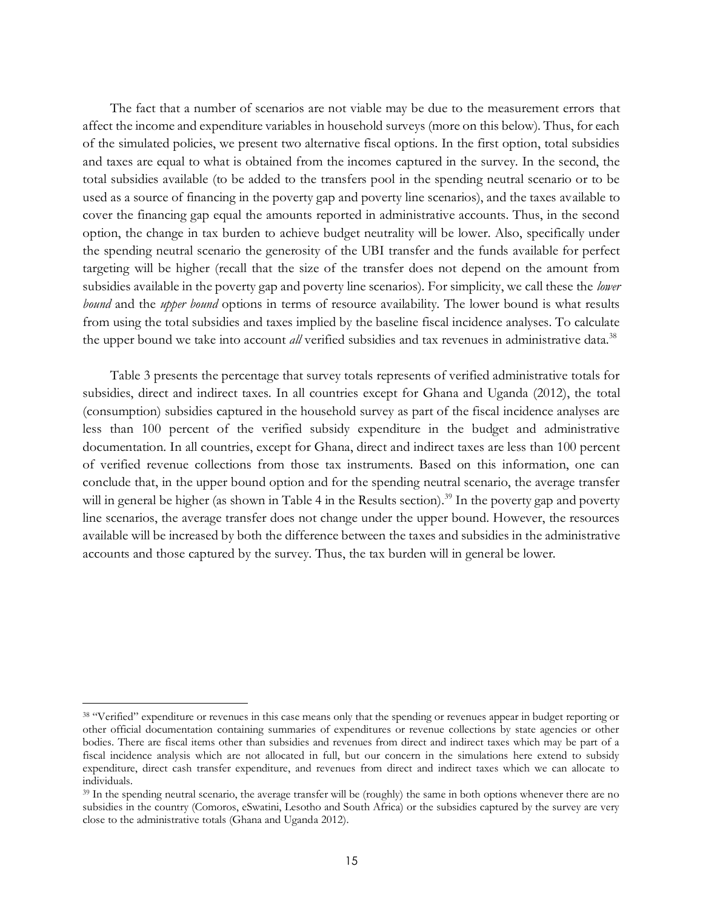The fact that a number of scenarios are not viable may be due to the measurement errors that affect the income and expenditure variables in household surveys (more on this below). Thus, for each of the simulated policies, we present two alternative fiscal options. In the first option, total subsidies and taxes are equal to what is obtained from the incomes captured in the survey. In the second, the total subsidies available (to be added to the transfers pool in the spending neutral scenario or to be used as a source of financing in the poverty gap and poverty line scenarios), and the taxes available to cover the financing gap equal the amounts reported in administrative accounts. Thus, in the second option, the change in tax burden to achieve budget neutrality will be lower. Also, specifically under the spending neutral scenario the generosity of the UBI transfer and the funds available for perfect targeting will be higher (recall that the size of the transfer does not depend on the amount from subsidies available in the poverty gap and poverty line scenarios). For simplicity, we call these the *lower bound* and the *upper bound* options in terms of resource availability. The lower bound is what results from using the total subsidies and taxes implied by the baseline fiscal incidence analyses. To calculate the upper bound we take into account *all* verified subsidies and tax revenues in administrative data.[38]

Table 3 presents the percentage that survey totals represents of verified administrative totals for subsidies, direct and indirect taxes. In all countries except for Ghana and Uganda (2012), the total (consumption) subsidies captured in the household survey as part of the fiscal incidence analyses are less than 100 percent of the verified subsidy expenditure in the budget and administrative documentation. In all countries, except for Ghana, direct and indirect taxes are less than 100 percent of verified revenue collections from those tax instruments. Based on this information, one can conclude that, in the upper bound option and for the spending neutral scenario, the average transfer will in general be higher (as shown in Table 4 in the Results section).[39] In the poverty gap and poverty line scenarios, the average transfer does not change under the upper bound. However, the resources available will be increased by both the difference between the taxes and subsidies in the administrative accounts and those captured by the survey. Thus, the tax burden will in general be lower.

---

[38] "Verified" expenditure or revenues in this case means only that the spending or revenues appear in budget reporting or other official documentation containing summaries of expenditures or revenue collections by state agencies or other bodies. There are fiscal items other than subsidies and revenues from direct and indirect taxes which may be part of a fiscal incidence analysis which are not allocated in full, but our concern in the simulations here extend to subsidy expenditure, direct cash transfer expenditure, and revenues from direct and indirect taxes which we can allocate to individuals.

[39] In the spending neutral scenario, the average transfer will be (roughly) the same in both options whenever there are no subsidies in the country (Comoros, eSwatini, Lesotho and South Africa) or the subsidies captured by the survey are very close to the administrative totals (Ghana and Uganda 2012).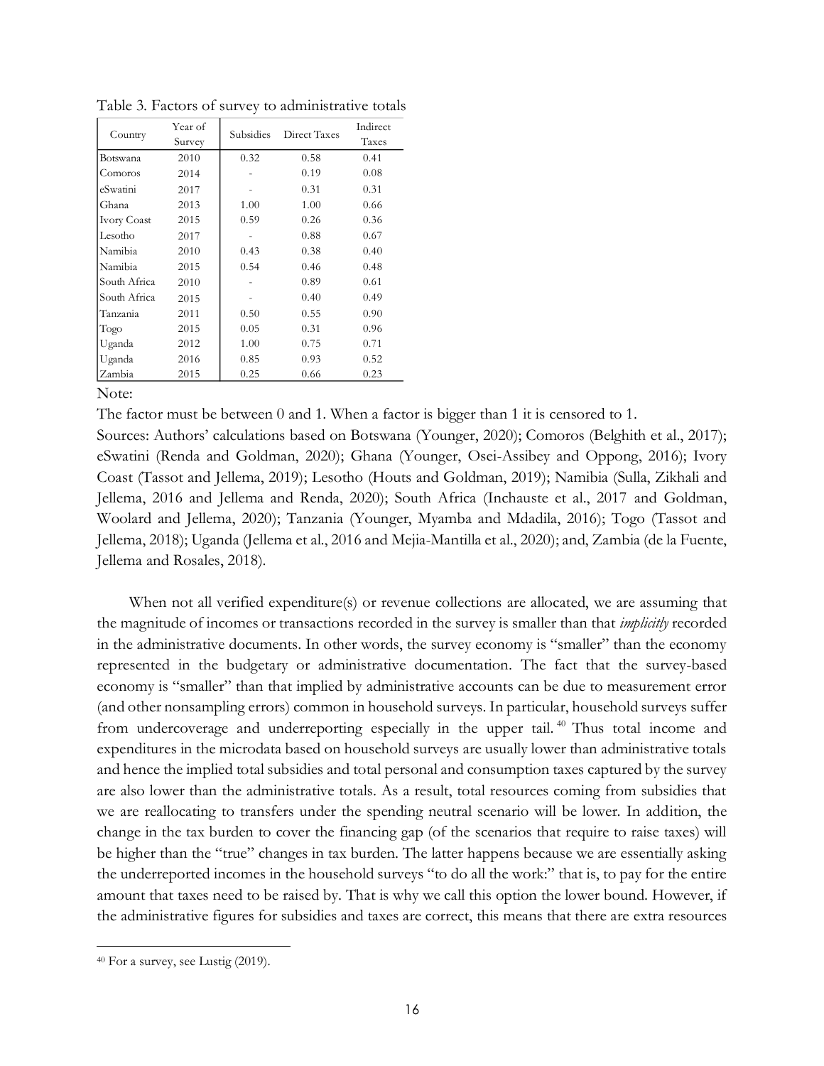Table 3. Factors of survey to administrative totals

| Country | Year of Survey | Subsidies | Direct Taxes | Indirect Taxes |
|---|---|---|---|---|
| Botswana | 2010 | 0.32 | 0.58 | 0.41 |
| Comoros | 2014 | - | 0.19 | 0.08 |
| eSwatini | 2017 | - | 0.31 | 0.31 |
| Ghana | 2013 | 1.00 | 1.00 | 0.66 |
| Ivory Coast | 2015 | 0.59 | 0.26 | 0.36 |
| Lesotho | 2017 | - | 0.88 | 0.67 |
| Namibia | 2010 | 0.43 | 0.38 | 0.40 |
| Namibia | 2015 | 0.54 | 0.46 | 0.48 |
| South Africa | 2010 | - | 0.89 | 0.61 |
| South Africa | 2015 | - | 0.40 | 0.49 |
| Tanzania | 2011 | 0.50 | 0.55 | 0.90 |
| Togo | 2015 | 0.05 | 0.31 | 0.96 |
| Uganda | 2012 | 1.00 | 0.75 | 0.71 |
| Uganda | 2016 | 0.85 | 0.93 | 0.52 |
| Zambia | 2015 | 0.25 | 0.66 | 0.23 |

Note:

The factor must be between 0 and 1. When a factor is bigger than 1 it is censored to 1.

Sources: Authors' calculations based on Botswana (Younger, 2020); Comoros (Belghith et al., 2017); eSwatini (Renda and Goldman, 2020); Ghana (Younger, Osei-Assibey and Oppong, 2016); Ivory Coast (Tassot and Jellema, 2019); Lesotho (Houts and Goldman, 2019); Namibia (Sulla, Zikhali and Jellema, 2016 and Jellema and Renda, 2020); South Africa (Inchauste et al., 2017 and Goldman, Woolard and Jellema, 2020); Tanzania (Younger, Myamba and Mdadila, 2016); Togo (Tassot and Jellema, 2018); Uganda (Jellema et al., 2016 and Mejia-Mantilla et al., 2020); and, Zambia (de la Fuente, Jellema and Rosales, 2018).

When not all verified expenditure(s) or revenue collections are allocated, we are assuming that the magnitude of incomes or transactions recorded in the survey is smaller than that *implicitly* recorded in the administrative documents. In other words, the survey economy is "smaller" than the economy represented in the budgetary or administrative documentation. The fact that the survey-based economy is "smaller" than that implied by administrative accounts can be due to measurement error (and other nonsampling errors) common in household surveys. In particular, household surveys suffer from undercoverage and underreporting especially in the upper tail.[40] Thus total income and expenditures in the microdata based on household surveys are usually lower than administrative totals and hence the implied total subsidies and total personal and consumption taxes captured by the survey are also lower than the administrative totals. As a result, total resources coming from subsidies that we are reallocating to transfers under the spending neutral scenario will be lower. In addition, the change in the tax burden to cover the financing gap (of the scenarios that require to raise taxes) will be higher than the "true" changes in tax burden. The latter happens because we are essentially asking the underreported incomes in the household surveys "to do all the work:" that is, to pay for the entire amount that taxes need to be raised by. That is why we call this option the lower bound. However, if the administrative figures for subsidies and taxes are correct, this means that there are extra resources

[40] For a survey, see Lustig (2019).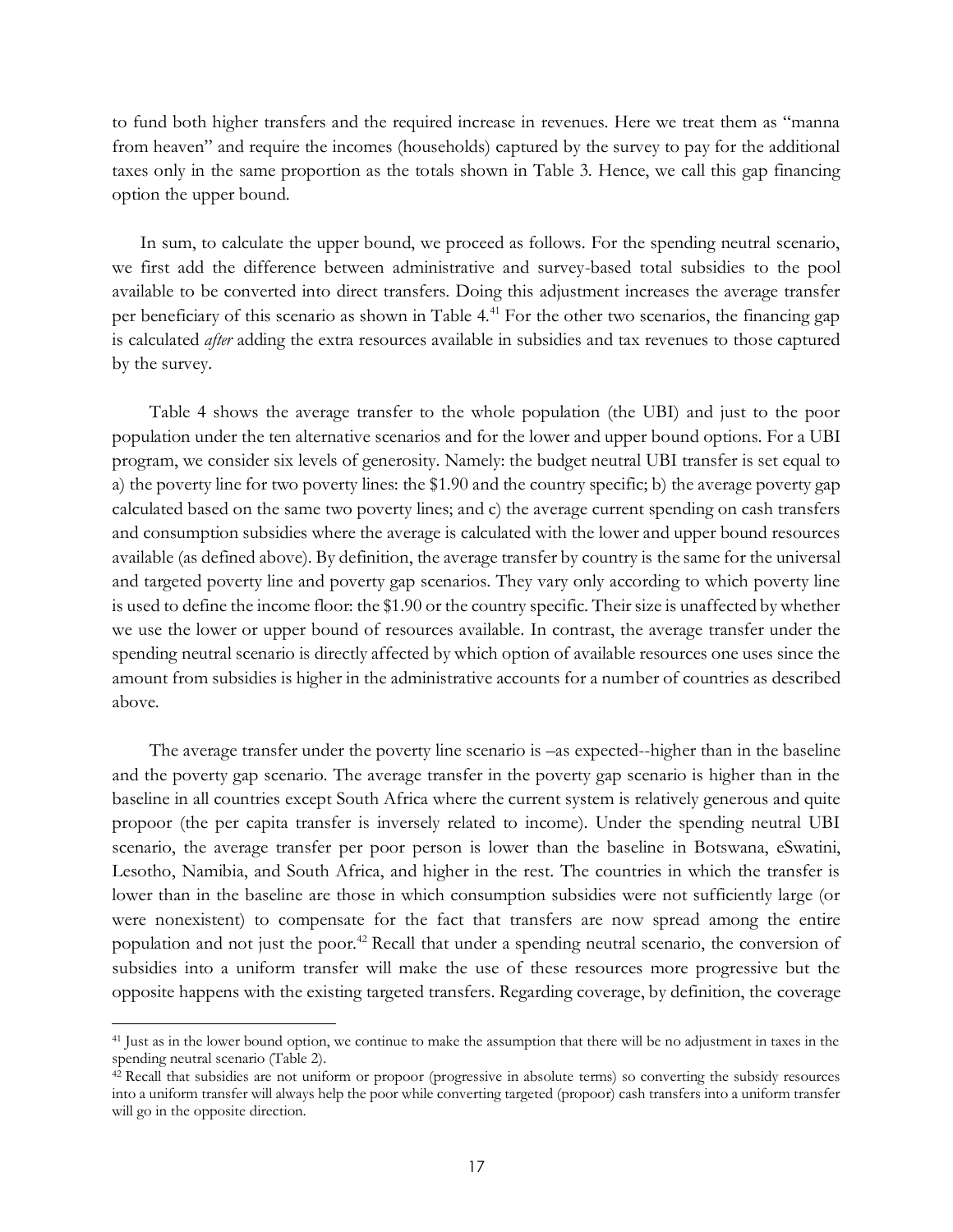to fund both higher transfers and the required increase in revenues. Here we treat them as "manna from heaven" and require the incomes (households) captured by the survey to pay for the additional taxes only in the same proportion as the totals shown in Table 3. Hence, we call this gap financing option the upper bound.

In sum, to calculate the upper bound, we proceed as follows. For the spending neutral scenario, we first add the difference between administrative and survey-based total subsidies to the pool available to be converted into direct transfers. Doing this adjustment increases the average transfer per beneficiary of this scenario as shown in Table 4.[41] For the other two scenarios, the financing gap is calculated *after* adding the extra resources available in subsidies and tax revenues to those captured by the survey.

Table 4 shows the average transfer to the whole population (the UBI) and just to the poor population under the ten alternative scenarios and for the lower and upper bound options. For a UBI program, we consider six levels of generosity. Namely: the budget neutral UBI transfer is set equal to a) the poverty line for two poverty lines: the $1.90 and the country specific; b) the average poverty gap calculated based on the same two poverty lines; and c) the average current spending on cash transfers and consumption subsidies where the average is calculated with the lower and upper bound resources available (as defined above). By definition, the average transfer by country is the same for the universal and targeted poverty line and poverty gap scenarios. They vary only according to which poverty line is used to define the income floor: the $1.90 or the country specific. Their size is unaffected by whether we use the lower or upper bound of resources available. In contrast, the average transfer under the spending neutral scenario is directly affected by which option of available resources one uses since the amount from subsidies is higher in the administrative accounts for a number of countries as described above.

The average transfer under the poverty line scenario is –as expected--higher than in the baseline and the poverty gap scenario. The average transfer in the poverty gap scenario is higher than in the baseline in all countries except South Africa where the current system is relatively generous and quite propoor (the per capita transfer is inversely related to income). Under the spending neutral UBI scenario, the average transfer per poor person is lower than the baseline in Botswana, eSwatini, Lesotho, Namibia, and South Africa, and higher in the rest. The countries in which the transfer is lower than in the baseline are those in which consumption subsidies were not sufficiently large (or were nonexistent) to compensate for the fact that transfers are now spread among the entire population and not just the poor.[42] Recall that under a spending neutral scenario, the conversion of subsidies into a uniform transfer will make the use of these resources more progressive but the opposite happens with the existing targeted transfers. Regarding coverage, by definition, the coverage

---

[41] Just as in the lower bound option, we continue to make the assumption that there will be no adjustment in taxes in the spending neutral scenario (Table 2).

[42] Recall that subsidies are not uniform or propoor (progressive in absolute terms) so converting the subsidy resources into a uniform transfer will always help the poor while converting targeted (propoor) cash transfers into a uniform transfer will go in the opposite direction.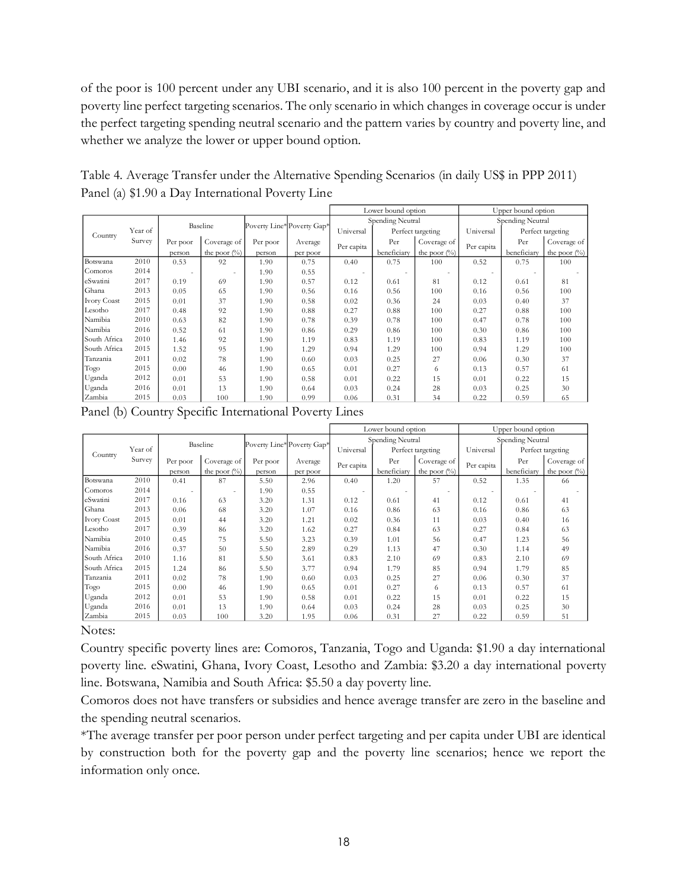of the poor is 100 percent under any UBI scenario, and it is also 100 percent in the poverty gap and poverty line perfect targeting scenarios. The only scenario in which changes in coverage occur is under the perfect targeting spending neutral scenario and the pattern varies by country and poverty line, and whether we analyze the lower or upper bound option.

Table 4. Average Transfer under the Alternative Spending Scenarios (in daily US$ in PPP 2011)
Panel (a) $1.90 a Day International Poverty Line

| Country | Year of Survey | Baseline | | Poverty Line* | Poverty Gap* | Lower bound option | | | Upper bound option | | |
|---|---|---|---|---|---|---|---|---|---|---|---|
| | | | | | | Spending Neutral | | | Spending Neutral | | |
| | | | | | | Universal | Perfect targeting | | Universal | Perfect targeting | |
| | | Per poor person | Coverage of the poor (%) | Per poor person | Average per poor | Per capita | Per beneficiary | Coverage of the poor (%) | Per capita | Per beneficiary | Coverage of the poor (%) |
| Botswana | 2010 | 0.53 | 92 | 1.90 | 0.75 | 0.40 | 0.75 | 100 | 0.52 | 0.75 | 100 |
| Comoros | 2014 | - | - | 1.90 | 0.55 | - | - | - | - | - | - |
| eSwatini | 2017 | 0.19 | 69 | 1.90 | 0.57 | 0.12 | 0.61 | 81 | 0.12 | 0.61 | 81 |
| Ghana | 2013 | 0.05 | 65 | 1.90 | 0.56 | 0.16 | 0.56 | 100 | 0.16 | 0.56 | 100 |
| Ivory Coast | 2015 | 0.01 | 37 | 1.90 | 0.58 | 0.02 | 0.36 | 24 | 0.03 | 0.40 | 37 |
| Lesotho | 2017 | 0.48 | 92 | 1.90 | 0.88 | 0.27 | 0.88 | 100 | 0.27 | 0.88 | 100 |
| Namibia | 2010 | 0.63 | 82 | 1.90 | 0.78 | 0.39 | 0.78 | 100 | 0.47 | 0.78 | 100 |
| Namibia | 2016 | 0.52 | 61 | 1.90 | 0.86 | 0.29 | 0.86 | 100 | 0.30 | 0.86 | 100 |
| South Africa | 2010 | 1.46 | 92 | 1.90 | 1.19 | 0.83 | 1.19 | 100 | 0.83 | 1.19 | 100 |
| South Africa | 2015 | 1.52 | 95 | 1.90 | 1.29 | 0.94 | 1.29 | 100 | 0.94 | 1.29 | 100 |
| Tanzania | 2011 | 0.02 | 78 | 1.90 | 0.60 | 0.03 | 0.25 | 27 | 0.06 | 0.30 | 37 |
| Togo | 2015 | 0.00 | 46 | 1.90 | 0.65 | 0.01 | 0.27 | 6 | 0.13 | 0.57 | 61 |
| Uganda | 2012 | 0.01 | 53 | 1.90 | 0.58 | 0.01 | 0.22 | 15 | 0.01 | 0.22 | 15 |
| Uganda | 2016 | 0.01 | 13 | 1.90 | 0.64 | 0.03 | 0.24 | 28 | 0.03 | 0.25 | 30 |
| Zambia | 2015 | 0.03 | 100 | 1.90 | 0.99 | 0.06 | 0.31 | 34 | 0.22 | 0.59 | 65 |

Panel (b) Country Specific International Poverty Lines

| Country | Year of Survey | Baseline | | Poverty Line* | Poverty Gap* | Lower bound option | | | Upper bound option | | |
|---|---|---|---|---|---|---|---|---|---|---|---|
| | | | | | | Spending Neutral | | | Spending Neutral | | |
| | | | | | | Universal | Perfect targeting | | Universal | Perfect targeting | |
| | | Per poor person | Coverage of the poor (%) | Per poor person | Average per poor | Per capita | Per beneficiary | Coverage of the poor (%) | Per capita | Per beneficiary | Coverage of the poor (%) |
| Botswana | 2010 | 0.41 | 87 | 5.50 | 2.96 | 0.40 | 1.20 | 57 | 0.52 | 1.35 | 66 |
| Comoros | 2014 | - | - | 1.90 | 0.55 | - | - | - | - | - | - |
| eSwatini | 2017 | 0.16 | 63 | 3.20 | 1.31 | 0.12 | 0.61 | 41 | 0.12 | 0.61 | 41 |
| Ghana | 2013 | 0.06 | 68 | 3.20 | 1.07 | 0.16 | 0.86 | 63 | 0.16 | 0.86 | 63 |
| Ivory Coast | 2015 | 0.01 | 44 | 3.20 | 1.21 | 0.02 | 0.36 | 11 | 0.03 | 0.40 | 16 |
| Lesotho | 2017 | 0.39 | 86 | 3.20 | 1.62 | 0.27 | 0.84 | 63 | 0.27 | 0.84 | 63 |
| Namibia | 2010 | 0.45 | 75 | 5.50 | 3.23 | 0.39 | 1.01 | 56 | 0.47 | 1.23 | 56 |
| Namibia | 2016 | 0.37 | 50 | 5.50 | 2.89 | 0.29 | 1.13 | 47 | 0.30 | 1.14 | 49 |
| South Africa | 2010 | 1.16 | 81 | 5.50 | 3.61 | 0.83 | 2.10 | 69 | 0.83 | 2.10 | 69 |
| South Africa | 2015 | 1.24 | 86 | 5.50 | 3.77 | 0.94 | 1.79 | 85 | 0.94 | 1.79 | 85 |
| Tanzania | 2011 | 0.02 | 78 | 1.90 | 0.60 | 0.03 | 0.25 | 27 | 0.06 | 0.30 | 37 |
| Togo | 2015 | 0.00 | 46 | 1.90 | 0.65 | 0.01 | 0.27 | 6 | 0.13 | 0.57 | 61 |
| Uganda | 2012 | 0.01 | 53 | 1.90 | 0.58 | 0.01 | 0.22 | 15 | 0.01 | 0.22 | 15 |
| Uganda | 2016 | 0.01 | 13 | 1.90 | 0.64 | 0.03 | 0.24 | 28 | 0.03 | 0.25 | 30 |
| Zambia | 2015 | 0.03 | 100 | 3.20 | 1.95 | 0.06 | 0.31 | 27 | 0.22 | 0.59 | 51 |

Notes:

Country specific poverty lines are: Comoros, Tanzania, Togo and Uganda: $1.90 a day international poverty line. eSwatini, Ghana, Ivory Coast, Lesotho and Zambia: $3.20 a day international poverty line. Botswana, Namibia and South Africa: $5.50 a day poverty line.

Comoros does not have transfers or subsidies and hence average transfer are zero in the baseline and the spending neutral scenarios.

*The average transfer per poor person under perfect targeting and per capita under UBI are identical by construction both for the poverty gap and the poverty line scenarios; hence we report the information only once.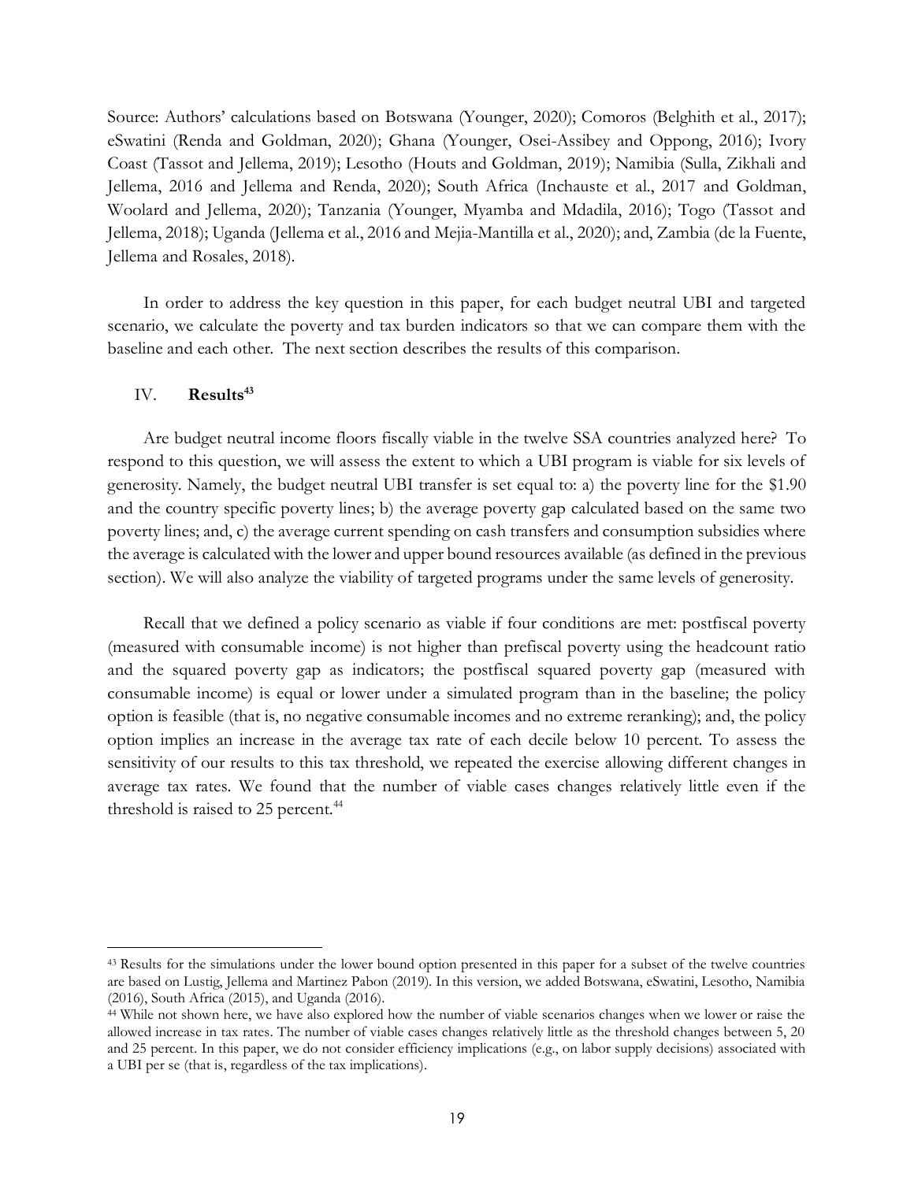Source: Authors' calculations based on Botswana (Younger, 2020); Comoros (Belghith et al., 2017); eSwatini (Renda and Goldman, 2020); Ghana (Younger, Osei-Assibey and Oppong, 2016); Ivory Coast (Tassot and Jellema, 2019); Lesotho (Houts and Goldman, 2019); Namibia (Sulla, Zikhali and Jellema, 2016 and Jellema and Renda, 2020); South Africa (Inchauste et al., 2017 and Goldman, Woolard and Jellema, 2020); Tanzania (Younger, Myamba and Mdadila, 2016); Togo (Tassot and Jellema, 2018); Uganda (Jellema et al., 2016 and Mejia-Mantilla et al., 2020); and, Zambia (de la Fuente, Jellema and Rosales, 2018).

In order to address the key question in this paper, for each budget neutral UBI and targeted scenario, we calculate the poverty and tax burden indicators so that we can compare them with the baseline and each other. The next section describes the results of this comparison.

## IV. Results[43]

Are budget neutral income floors fiscally viable in the twelve SSA countries analyzed here? To respond to this question, we will assess the extent to which a UBI program is viable for six levels of generosity. Namely, the budget neutral UBI transfer is set equal to: a) the poverty line for the $1.90 and the country specific poverty lines; b) the average poverty gap calculated based on the same two poverty lines; and, c) the average current spending on cash transfers and consumption subsidies where the average is calculated with the lower and upper bound resources available (as defined in the previous section). We will also analyze the viability of targeted programs under the same levels of generosity.

Recall that we defined a policy scenario as viable if four conditions are met: postfiscal poverty (measured with consumable income) is not higher than prefiscal poverty using the headcount ratio and the squared poverty gap as indicators; the postfiscal squared poverty gap (measured with consumable income) is equal or lower under a simulated program than in the baseline; the policy option is feasible (that is, no negative consumable incomes and no extreme reranking); and, the policy option implies an increase in the average tax rate of each decile below 10 percent. To assess the sensitivity of our results to this tax threshold, we repeated the exercise allowing different changes in average tax rates. We found that the number of viable cases changes relatively little even if the threshold is raised to 25 percent.[44]

---

[43] Results for the simulations under the lower bound option presented in this paper for a subset of the twelve countries are based on Lustig, Jellema and Martinez Pabon (2019). In this version, we added Botswana, eSwatini, Lesotho, Namibia (2016), South Africa (2015), and Uganda (2016).

[44] While not shown here, we have also explored how the number of viable scenarios changes when we lower or raise the allowed increase in tax rates. The number of viable cases changes relatively little as the threshold changes between 5, 20 and 25 percent. In this paper, we do not consider efficiency implications (e.g., on labor supply decisions) associated with a UBI per se (that is, regardless of the tax implications).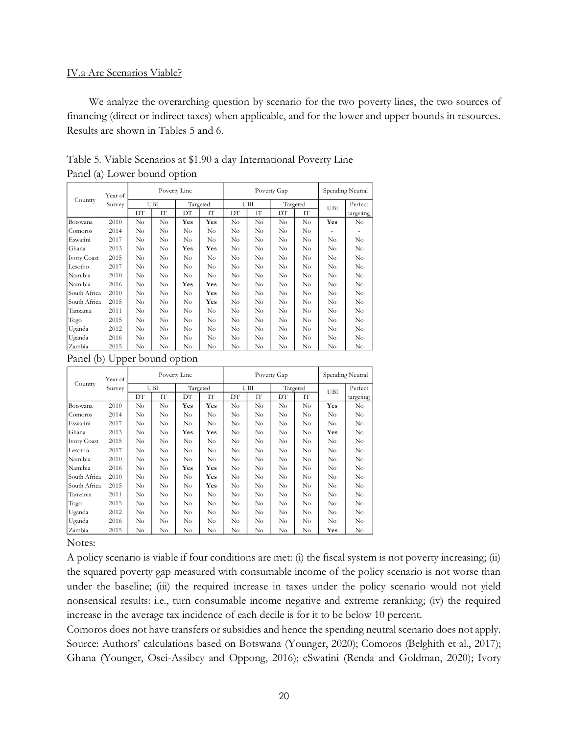IV.a Are Scenarios Viable?

We analyze the overarching question by scenario for the two poverty lines, the two sources of financing (direct or indirect taxes) when applicable, and for the lower and upper bounds in resources. Results are shown in Tables 5 and 6.

Table 5. Viable Scenarios at $1.90 a day International Poverty Line

Panel (a) Lower bound option

| Country | Year of Survey | Poverty Line | | | | Poverty Gap | | | | Spending Neutral | |
|---|---|---|---|---|---|---|---|---|---|---|---|
| | | UBI | | Targeted | | UBI | | Targeted | | UBI | Perfect targeting |
| | | DT | IT | DT | IT | DT | IT | DT | IT | | |
| Botswana | 2010 | No | No | **Yes** | **Yes** | No | No | No | No | **Yes** | No |
| Comoros | 2014 | No | No | No | No | No | No | No | No | - | - |
| Eswatini | 2017 | No | No | No | No | No | No | No | No | No | No |
| Ghana | 2013 | No | No | **Yes** | **Yes** | No | No | No | No | No | No |
| Ivory Coast | 2015 | No | No | No | No | No | No | No | No | No | No |
| Lesotho | 2017 | No | No | No | No | No | No | No | No | No | No |
| Namibia | 2010 | No | No | No | No | No | No | No | No | No | No |
| Namibia | 2016 | No | No | **Yes** | **Yes** | No | No | No | No | No | No |
| South Africa | 2010 | No | No | No | **Yes** | No | No | No | No | No | No |
| South Africa | 2015 | No | No | No | **Yes** | No | No | No | No | No | No |
| Tanzania | 2011 | No | No | No | No | No | No | No | No | No | No |
| Togo | 2015 | No | No | No | No | No | No | No | No | No | No |
| Uganda | 2012 | No | No | No | No | No | No | No | No | No | No |
| Uganda | 2016 | No | No | No | No | No | No | No | No | No | No |
| Zambia | 2015 | No | No | No | No | No | No | No | No | No | No |

Panel (b) Upper bound option

| Country | Year of Survey | Poverty Line | | | | Poverty Gap | | | | Spending Neutral | |
|---|---|---|---|---|---|---|---|---|---|---|---|
| | | UBI | | Targeted | | UBI | | Targeted | | UBI | Perfect targeting |
| | | DT | IT | DT | IT | DT | IT | DT | IT | | |
| Botswana | 2010 | No | No | **Yes** | **Yes** | No | No | No | No | **Yes** | No |
| Comoros | 2014 | No | No | No | No | No | No | No | No | No | No |
| Eswatini | 2017 | No | No | No | No | No | No | No | No | No | No |
| Ghana | 2013 | No | No | **Yes** | **Yes** | No | No | No | No | **Yes** | No |
| Ivory Coast | 2015 | No | No | No | No | No | No | No | No | No | No |
| Lesotho | 2017 | No | No | No | No | No | No | No | No | No | No |
| Namibia | 2010 | No | No | No | No | No | No | No | No | No | No |
| Namibia | 2016 | No | No | **Yes** | **Yes** | No | No | No | No | No | No |
| South Africa | 2010 | No | No | No | **Yes** | No | No | No | No | No | No |
| South Africa | 2015 | No | No | No | **Yes** | No | No | No | No | No | No |
| Tanzania | 2011 | No | No | No | No | No | No | No | No | No | No |
| Togo | 2015 | No | No | No | No | No | No | No | No | No | No |
| Uganda | 2012 | No | No | No | No | No | No | No | No | No | No |
| Uganda | 2016 | No | No | No | No | No | No | No | No | No | No |
| Zambia | 2015 | No | No | No | No | No | No | No | No | **Yes** | No |

Notes:

A policy scenario is viable if four conditions are met: (i) the fiscal system is not poverty increasing; (ii) the squared poverty gap measured with consumable income of the policy scenario is not worse than under the baseline; (iii) the required increase in taxes under the policy scenario would not yield nonsensical results: i.e., turn consumable income negative and extreme reranking; (iv) the required increase in the average tax incidence of each decile is for it to be below 10 percent.

Comoros does not have transfers or subsidies and hence the spending neutral scenario does not apply.

Source: Authors' calculations based on Botswana (Younger, 2020); Comoros (Belghith et al., 2017); Ghana (Younger, Osei-Assibey and Oppong, 2016); eSwatini (Renda and Goldman, 2020); Ivory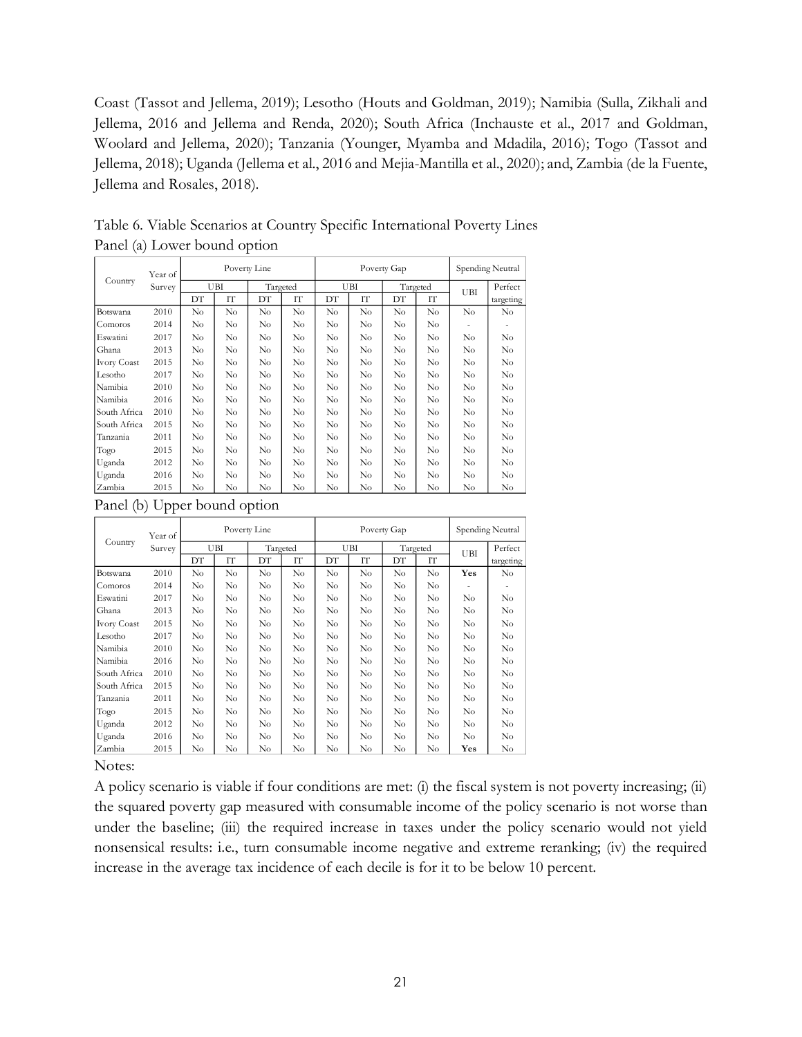Coast (Tassot and Jellema, 2019); Lesotho (Houts and Goldman, 2019); Namibia (Sulla, Zikhali and Jellema, 2016 and Jellema and Renda, 2020); South Africa (Inchauste et al., 2017 and Goldman, Woolard and Jellema, 2020); Tanzania (Younger, Myamba and Mdadila, 2016); Togo (Tassot and Jellema, 2018); Uganda (Jellema et al., 2016 and Mejia-Mantilla et al., 2020); and, Zambia (de la Fuente, Jellema and Rosales, 2018).

Table 6. Viable Scenarios at Country Specific International Poverty Lines

Panel (a) Lower bound option

| Country | Year of Survey | Poverty Line | | | | Poverty Gap | | | | Spending Neutral | |
|---|---|---|---|---|---|---|---|---|---|---|---|
| | | UBI | | Targeted | | UBI | | Targeted | | UBI | Perfect targeting |
| | | DT | IT | DT | IT | DT | IT | DT | IT | | |
| Botswana | 2010 | No | No | No | No | No | No | No | No | No | No |
| Comoros | 2014 | No | No | No | No | No | No | No | No | - | - |
| Eswatini | 2017 | No | No | No | No | No | No | No | No | No | No |
| Ghana | 2013 | No | No | No | No | No | No | No | No | No | No |
| Ivory Coast | 2015 | No | No | No | No | No | No | No | No | No | No |
| Lesotho | 2017 | No | No | No | No | No | No | No | No | No | No |
| Namibia | 2010 | No | No | No | No | No | No | No | No | No | No |
| Namibia | 2016 | No | No | No | No | No | No | No | No | No | No |
| South Africa | 2010 | No | No | No | No | No | No | No | No | No | No |
| South Africa | 2015 | No | No | No | No | No | No | No | No | No | No |
| Tanzania | 2011 | No | No | No | No | No | No | No | No | No | No |
| Togo | 2015 | No | No | No | No | No | No | No | No | No | No |
| Uganda | 2012 | No | No | No | No | No | No | No | No | No | No |
| Uganda | 2016 | No | No | No | No | No | No | No | No | No | No |
| Zambia | 2015 | No | No | No | No | No | No | No | No | No | No |

Panel (b) Upper bound option

| Country | Year of Survey | Poverty Line | | | | Poverty Gap | | | | Spending Neutral | |
|---|---|---|---|---|---|---|---|---|---|---|---|
| | | UBI | | Targeted | | UBI | | Targeted | | UBI | Perfect targeting |
| | | DT | IT | DT | IT | DT | IT | DT | IT | | |
| Botswana | 2010 | No | No | No | No | No | No | No | No | **Yes** | No |
| Comoros | 2014 | No | No | No | No | No | No | No | No | - | - |
| Eswatini | 2017 | No | No | No | No | No | No | No | No | No | No |
| Ghana | 2013 | No | No | No | No | No | No | No | No | No | No |
| Ivory Coast | 2015 | No | No | No | No | No | No | No | No | No | No |
| Lesotho | 2017 | No | No | No | No | No | No | No | No | No | No |
| Namibia | 2010 | No | No | No | No | No | No | No | No | No | No |
| Namibia | 2016 | No | No | No | No | No | No | No | No | No | No |
| South Africa | 2010 | No | No | No | No | No | No | No | No | No | No |
| South Africa | 2015 | No | No | No | No | No | No | No | No | No | No |
| Tanzania | 2011 | No | No | No | No | No | No | No | No | No | No |
| Togo | 2015 | No | No | No | No | No | No | No | No | No | No |
| Uganda | 2012 | No | No | No | No | No | No | No | No | No | No |
| Uganda | 2016 | No | No | No | No | No | No | No | No | No | No |
| Zambia | 2015 | No | No | No | No | No | No | No | No | **Yes** | No |

Notes:

A policy scenario is viable if four conditions are met: (i) the fiscal system is not poverty increasing; (ii) the squared poverty gap measured with consumable income of the policy scenario is not worse than under the baseline; (iii) the required increase in taxes under the policy scenario would not yield nonsensical results: i.e., turn consumable income negative and extreme reranking; (iv) the required increase in the average tax incidence of each decile is for it to be below 10 percent.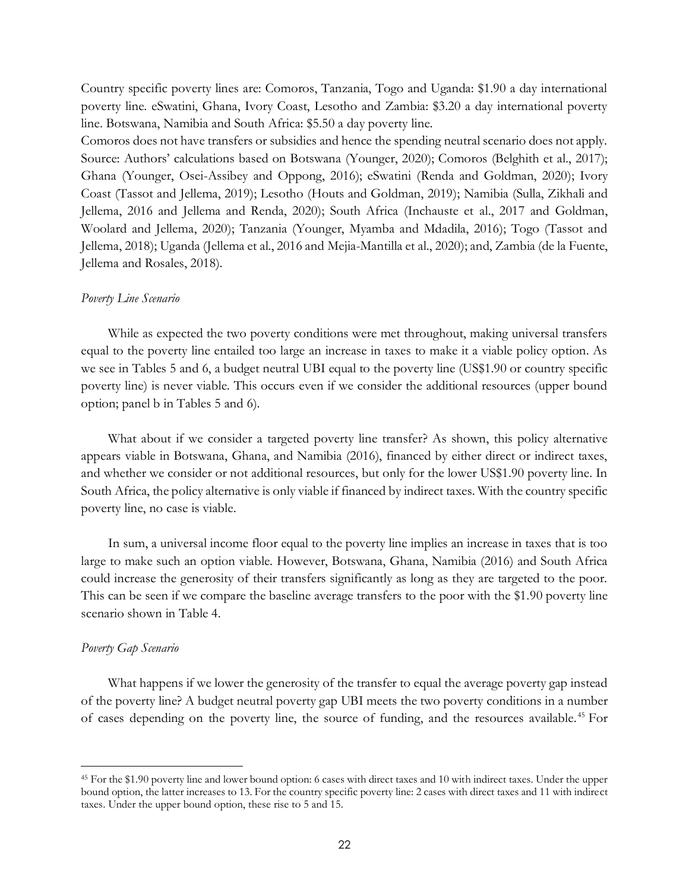Country specific poverty lines are: Comoros, Tanzania, Togo and Uganda: $1.90 a day international poverty line. eSwatini, Ghana, Ivory Coast, Lesotho and Zambia: $3.20 a day international poverty line. Botswana, Namibia and South Africa: $5.50 a day poverty line.
Comoros does not have transfers or subsidies and hence the spending neutral scenario does not apply.
Source: Authors' calculations based on Botswana (Younger, 2020); Comoros (Belghith et al., 2017); Ghana (Younger, Osei-Assibey and Oppong, 2016); eSwatini (Renda and Goldman, 2020); Ivory Coast (Tassot and Jellema, 2019); Lesotho (Houts and Goldman, 2019); Namibia (Sulla, Zikhali and Jellema, 2016 and Jellema and Renda, 2020); South Africa (Inchauste et al., 2017 and Goldman, Woolard and Jellema, 2020); Tanzania (Younger, Myamba and Mdadila, 2016); Togo (Tassot and Jellema, 2018); Uganda (Jellema et al., 2016 and Mejia-Mantilla et al., 2020); and, Zambia (de la Fuente, Jellema and Rosales, 2018).

*Poverty Line Scenario*

While as expected the two poverty conditions were met throughout, making universal transfers equal to the poverty line entailed too large an increase in taxes to make it a viable policy option. As we see in Tables 5 and 6, a budget neutral UBI equal to the poverty line (US$1.90 or country specific poverty line) is never viable. This occurs even if we consider the additional resources (upper bound option; panel b in Tables 5 and 6).

What about if we consider a targeted poverty line transfer? As shown, this policy alternative appears viable in Botswana, Ghana, and Namibia (2016), financed by either direct or indirect taxes, and whether we consider or not additional resources, but only for the lower US$1.90 poverty line. In South Africa, the policy alternative is only viable if financed by indirect taxes. With the country specific poverty line, no case is viable.

In sum, a universal income floor equal to the poverty line implies an increase in taxes that is too large to make such an option viable. However, Botswana, Ghana, Namibia (2016) and South Africa could increase the generosity of their transfers significantly as long as they are targeted to the poor. This can be seen if we compare the baseline average transfers to the poor with the $1.90 poverty line scenario shown in Table 4.

*Poverty Gap Scenario*

What happens if we lower the generosity of the transfer to equal the average poverty gap instead of the poverty line? A budget neutral poverty gap UBI meets the two poverty conditions in a number of cases depending on the poverty line, the source of funding, and the resources available.[45] For

[45] For the $1.90 poverty line and lower bound option: 6 cases with direct taxes and 10 with indirect taxes. Under the upper bound option, the latter increases to 13. For the country specific poverty line: 2 cases with direct taxes and 11 with indirect taxes. Under the upper bound option, these rise to 5 and 15.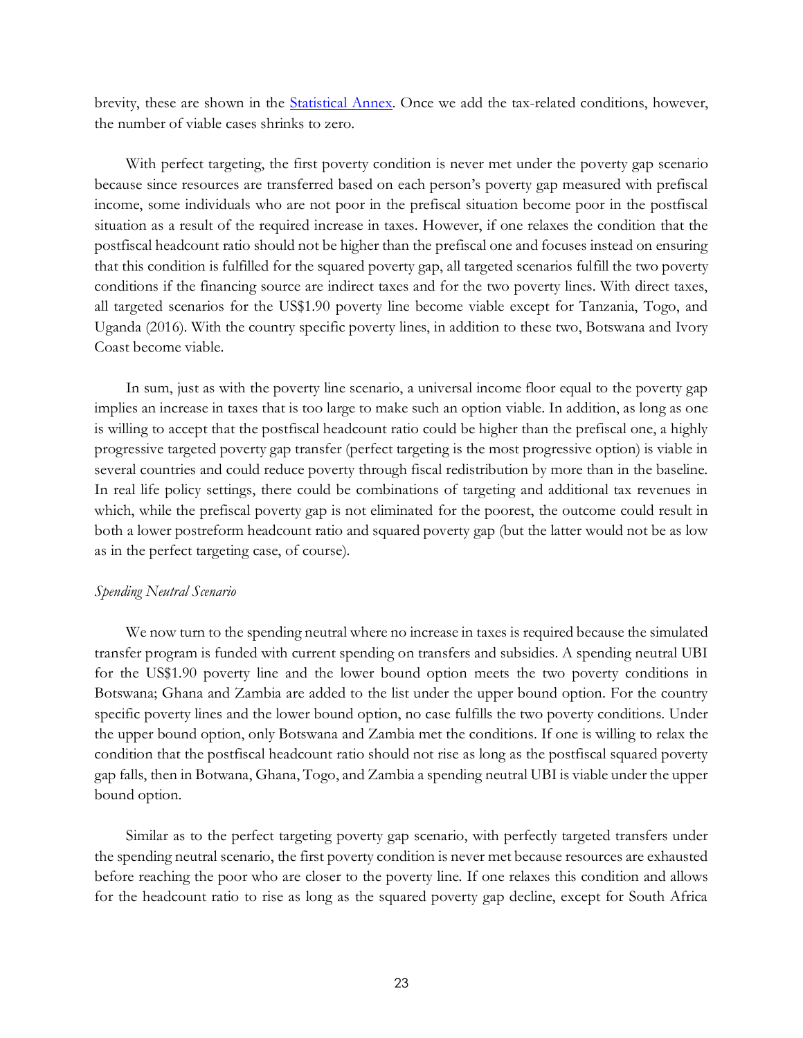brevity, these are shown in the Statistical Annex. Once we add the tax-related conditions, however, the number of viable cases shrinks to zero.

With perfect targeting, the first poverty condition is never met under the poverty gap scenario because since resources are transferred based on each person's poverty gap measured with prefiscal income, some individuals who are not poor in the prefiscal situation become poor in the postfiscal situation as a result of the required increase in taxes. However, if one relaxes the condition that the postfiscal headcount ratio should not be higher than the prefiscal one and focuses instead on ensuring that this condition is fulfilled for the squared poverty gap, all targeted scenarios fulfill the two poverty conditions if the financing source are indirect taxes and for the two poverty lines. With direct taxes, all targeted scenarios for the US$1.90 poverty line become viable except for Tanzania, Togo, and Uganda (2016). With the country specific poverty lines, in addition to these two, Botswana and Ivory Coast become viable.

In sum, just as with the poverty line scenario, a universal income floor equal to the poverty gap implies an increase in taxes that is too large to make such an option viable. In addition, as long as one is willing to accept that the postfiscal headcount ratio could be higher than the prefiscal one, a highly progressive targeted poverty gap transfer (perfect targeting is the most progressive option) is viable in several countries and could reduce poverty through fiscal redistribution by more than in the baseline. In real life policy settings, there could be combinations of targeting and additional tax revenues in which, while the prefiscal poverty gap is not eliminated for the poorest, the outcome could result in both a lower postreform headcount ratio and squared poverty gap (but the latter would not be as low as in the perfect targeting case, of course).

*Spending Neutral Scenario*

We now turn to the spending neutral where no increase in taxes is required because the simulated transfer program is funded with current spending on transfers and subsidies. A spending neutral UBI for the US$1.90 poverty line and the lower bound option meets the two poverty conditions in Botswana; Ghana and Zambia are added to the list under the upper bound option. For the country specific poverty lines and the lower bound option, no case fulfills the two poverty conditions. Under the upper bound option, only Botswana and Zambia met the conditions. If one is willing to relax the condition that the postfiscal headcount ratio should not rise as long as the postfiscal squared poverty gap falls, then in Botwana, Ghana, Togo, and Zambia a spending neutral UBI is viable under the upper bound option.

Similar as to the perfect targeting poverty gap scenario, with perfectly targeted transfers under the spending neutral scenario, the first poverty condition is never met because resources are exhausted before reaching the poor who are closer to the poverty line. If one relaxes this condition and allows for the headcount ratio to rise as long as the squared poverty gap decline, except for South Africa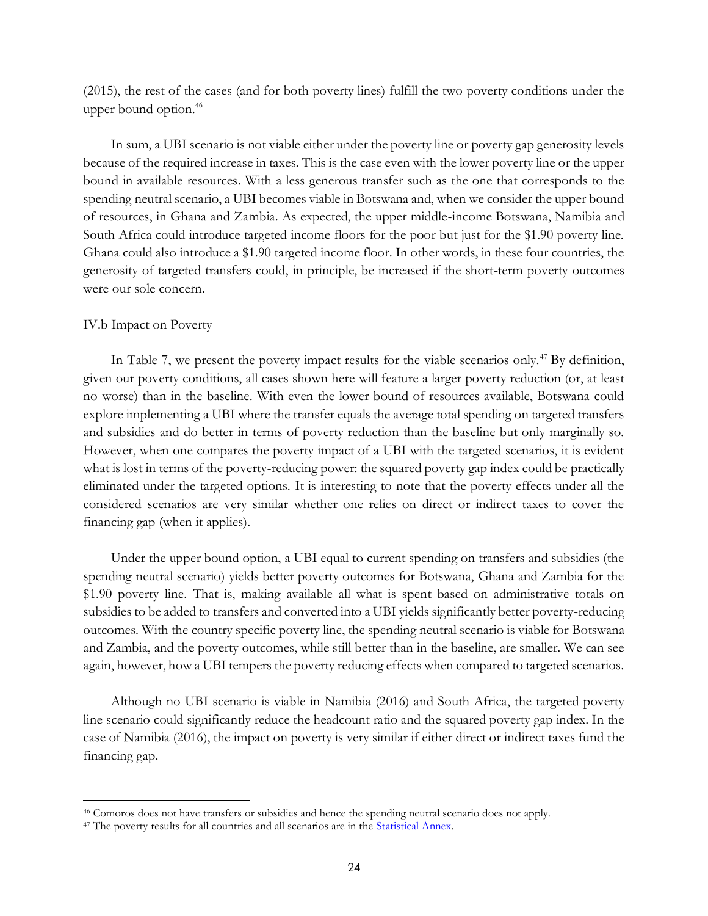(2015), the rest of the cases (and for both poverty lines) fulfill the two poverty conditions under the upper bound option.[46]

In sum, a UBI scenario is not viable either under the poverty line or poverty gap generosity levels because of the required increase in taxes. This is the case even with the lower poverty line or the upper bound in available resources. With a less generous transfer such as the one that corresponds to the spending neutral scenario, a UBI becomes viable in Botswana and, when we consider the upper bound of resources, in Ghana and Zambia. As expected, the upper middle-income Botswana, Namibia and South Africa could introduce targeted income floors for the poor but just for the \$1.90 poverty line. Ghana could also introduce a \$1.90 targeted income floor. In other words, in these four countries, the generosity of targeted transfers could, in principle, be increased if the short-term poverty outcomes were our sole concern.

## IV.b Impact on Poverty

In Table 7, we present the poverty impact results for the viable scenarios only.[47] By definition, given our poverty conditions, all cases shown here will feature a larger poverty reduction (or, at least no worse) than in the baseline. With even the lower bound of resources available, Botswana could explore implementing a UBI where the transfer equals the average total spending on targeted transfers and subsidies and do better in terms of poverty reduction than the baseline but only marginally so. However, when one compares the poverty impact of a UBI with the targeted scenarios, it is evident what is lost in terms of the poverty-reducing power: the squared poverty gap index could be practically eliminated under the targeted options. It is interesting to note that the poverty effects under all the considered scenarios are very similar whether one relies on direct or indirect taxes to cover the financing gap (when it applies).

Under the upper bound option, a UBI equal to current spending on transfers and subsidies (the spending neutral scenario) yields better poverty outcomes for Botswana, Ghana and Zambia for the \$1.90 poverty line. That is, making available all what is spent based on administrative totals on subsidies to be added to transfers and converted into a UBI yields significantly better poverty-reducing outcomes. With the country specific poverty line, the spending neutral scenario is viable for Botswana and Zambia, and the poverty outcomes, while still better than in the baseline, are smaller. We can see again, however, how a UBI tempers the poverty reducing effects when compared to targeted scenarios.

Although no UBI scenario is viable in Namibia (2016) and South Africa, the targeted poverty line scenario could significantly reduce the headcount ratio and the squared poverty gap index. In the case of Namibia (2016), the impact on poverty is very similar if either direct or indirect taxes fund the financing gap.

---

[46] Comoros does not have transfers or subsidies and hence the spending neutral scenario does not apply.

[47] The poverty results for all countries and all scenarios are in the Statistical Annex.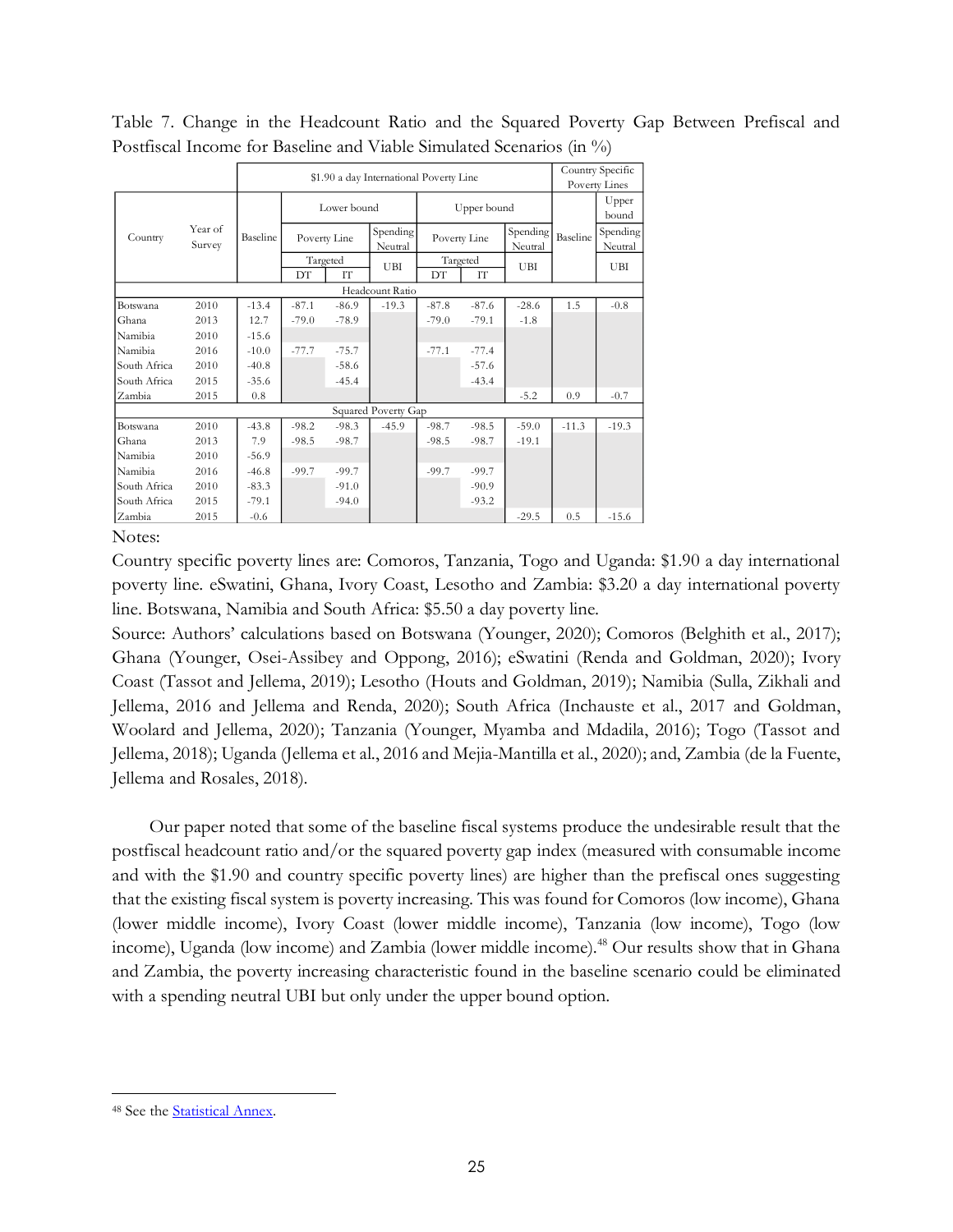Table 7. Change in the Headcount Ratio and the Squared Poverty Gap Between Prefiscal and Postfiscal Income for Baseline and Viable Simulated Scenarios (in %)

| Country | Year of Survey | $1.90 a day International Poverty Line | | | | | | | | Country Specific Poverty Lines | |
|---|---|---|---|---|---|---|---|---|---|---|---|
| | | Baseline | Lower bound | | | Upper bound | | | | Baseline | Upper bound |
| | | | Poverty Line | | Spending Neutral | Poverty Line | | Spending Neutral | | | Spending Neutral |
| | | | Targeted | | UBI | Targeted | | UBI | | | UBI |
| | | | DT | IT | | DT | IT | | | | |
| **Headcount Ratio** | | | | | | | | | | | |
| Botswana | 2010 | -13.4 | -87.1 | -86.9 | -19.3 | -87.8 | -87.6 | -28.6 | | 1.5 | -0.8 |
| Ghana | 2013 | 12.7 | -79.0 | -78.9 | | -79.0 | -79.1 | -1.8 | | | |
| Namibia | 2010 | -15.6 | | | | | | | | | |
| Namibia | 2016 | -10.0 | -77.7 | -75.7 | | -77.1 | -77.4 | | | | |
| South Africa | 2010 | -40.8 | | -58.6 | | | -57.6 | | | | |
| South Africa | 2015 | -35.6 | | -45.4 | | | -43.4 | | | | |
| Zambia | 2015 | 0.8 | | | | | | -5.2 | | 0.9 | -0.7 |
| **Squared Poverty Gap** | | | | | | | | | | | |
| Botswana | 2010 | -43.8 | -98.2 | -98.3 | -45.9 | -98.7 | -98.5 | -59.0 | | -11.3 | -19.3 |
| Ghana | 2013 | 7.9 | -98.5 | -98.7 | | -98.5 | -98.7 | -19.1 | | | |
| Namibia | 2010 | -56.9 | | | | | | | | | |
| Namibia | 2016 | -46.8 | -99.7 | -99.7 | | -99.7 | -99.7 | | | | |
| South Africa | 2010 | -83.3 | | -91.0 | | | -90.9 | | | | |
| South Africa | 2015 | -79.1 | | -94.0 | | | -93.2 | | | | |
| Zambia | 2015 | -0.6 | | | | | | -29.5 | | 0.5 | -15.6 |

Notes:

Country specific poverty lines are: Comoros, Tanzania, Togo and Uganda: $1.90 a day international poverty line. eSwatini, Ghana, Ivory Coast, Lesotho and Zambia: $3.20 a day international poverty line. Botswana, Namibia and South Africa: $5.50 a day poverty line.

Source: Authors' calculations based on Botswana (Younger, 2020); Comoros (Belghith et al., 2017); Ghana (Younger, Osei-Assibey and Oppong, 2016); eSwatini (Renda and Goldman, 2020); Ivory Coast (Tassot and Jellema, 2019); Lesotho (Houts and Goldman, 2019); Namibia (Sulla, Zikhali and Jellema, 2016 and Jellema and Renda, 2020); South Africa (Inchauste et al., 2017 and Goldman, Woolard and Jellema, 2020); Tanzania (Younger, Myamba and Mdadila, 2016); Togo (Tassot and Jellema, 2018); Uganda (Jellema et al., 2016 and Mejia-Mantilla et al., 2020); and, Zambia (de la Fuente, Jellema and Rosales, 2018).

Our paper noted that some of the baseline fiscal systems produce the undesirable result that the postfiscal headcount ratio and/or the squared poverty gap index (measured with consumable income and with the $1.90 and country specific poverty lines) are higher than the prefiscal ones suggesting that the existing fiscal system is poverty increasing. This was found for Comoros (low income), Ghana (lower middle income), Ivory Coast (lower middle income), Tanzania (low income), Togo (low income), Uganda (low income) and Zambia (lower middle income).[48] Our results show that in Ghana and Zambia, the poverty increasing characteristic found in the baseline scenario could be eliminated with a spending neutral UBI but only under the upper bound option.

[48] See the Statistical Annex.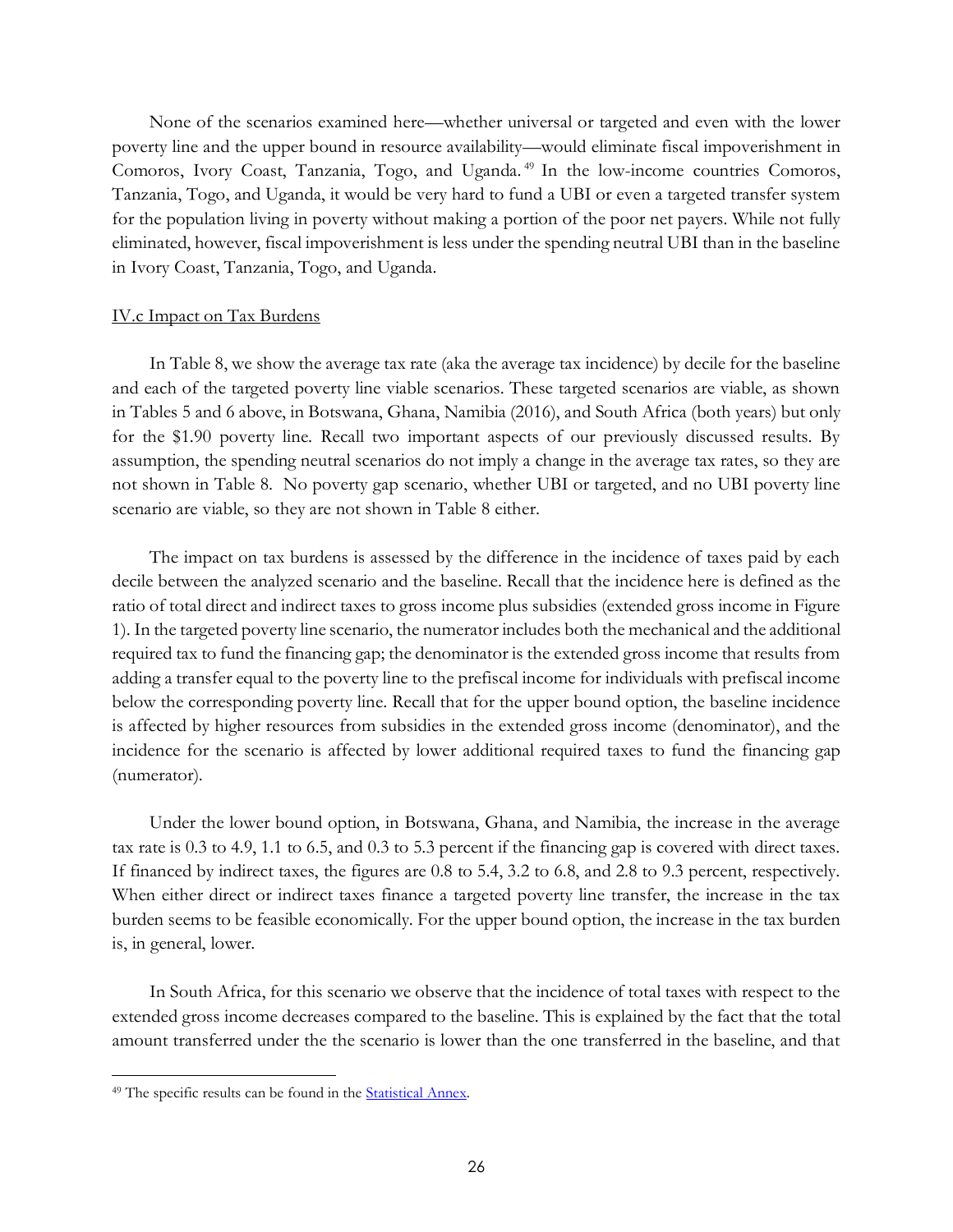None of the scenarios examined here—whether universal or targeted and even with the lower poverty line and the upper bound in resource availability—would eliminate fiscal impoverishment in Comoros, Ivory Coast, Tanzania, Togo, and Uganda.[49] In the low-income countries Comoros, Tanzania, Togo, and Uganda, it would be very hard to fund a UBI or even a targeted transfer system for the population living in poverty without making a portion of the poor net payers. While not fully eliminated, however, fiscal impoverishment is less under the spending neutral UBI than in the baseline in Ivory Coast, Tanzania, Togo, and Uganda.

### IV.c Impact on Tax Burdens

In Table 8, we show the average tax rate (aka the average tax incidence) by decile for the baseline and each of the targeted poverty line viable scenarios. These targeted scenarios are viable, as shown in Tables 5 and 6 above, in Botswana, Ghana, Namibia (2016), and South Africa (both years) but only for the $1.90 poverty line. Recall two important aspects of our previously discussed results. By assumption, the spending neutral scenarios do not imply a change in the average tax rates, so they are not shown in Table 8. No poverty gap scenario, whether UBI or targeted, and no UBI poverty line scenario are viable, so they are not shown in Table 8 either.

The impact on tax burdens is assessed by the difference in the incidence of taxes paid by each decile between the analyzed scenario and the baseline. Recall that the incidence here is defined as the ratio of total direct and indirect taxes to gross income plus subsidies (extended gross income in Figure 1). In the targeted poverty line scenario, the numerator includes both the mechanical and the additional required tax to fund the financing gap; the denominator is the extended gross income that results from adding a transfer equal to the poverty line to the prefiscal income for individuals with prefiscal income below the corresponding poverty line. Recall that for the upper bound option, the baseline incidence is affected by higher resources from subsidies in the extended gross income (denominator), and the incidence for the scenario is affected by lower additional required taxes to fund the financing gap (numerator).

Under the lower bound option, in Botswana, Ghana, and Namibia, the increase in the average tax rate is 0.3 to 4.9, 1.1 to 6.5, and 0.3 to 5.3 percent if the financing gap is covered with direct taxes. If financed by indirect taxes, the figures are 0.8 to 5.4, 3.2 to 6.8, and 2.8 to 9.3 percent, respectively. When either direct or indirect taxes finance a targeted poverty line transfer, the increase in the tax burden seems to be feasible economically. For the upper bound option, the increase in the tax burden is, in general, lower.

In South Africa, for this scenario we observe that the incidence of total taxes with respect to the extended gross income decreases compared to the baseline. This is explained by the fact that the total amount transferred under the the scenario is lower than the one transferred in the baseline, and that

[49] The specific results can be found in the Statistical Annex.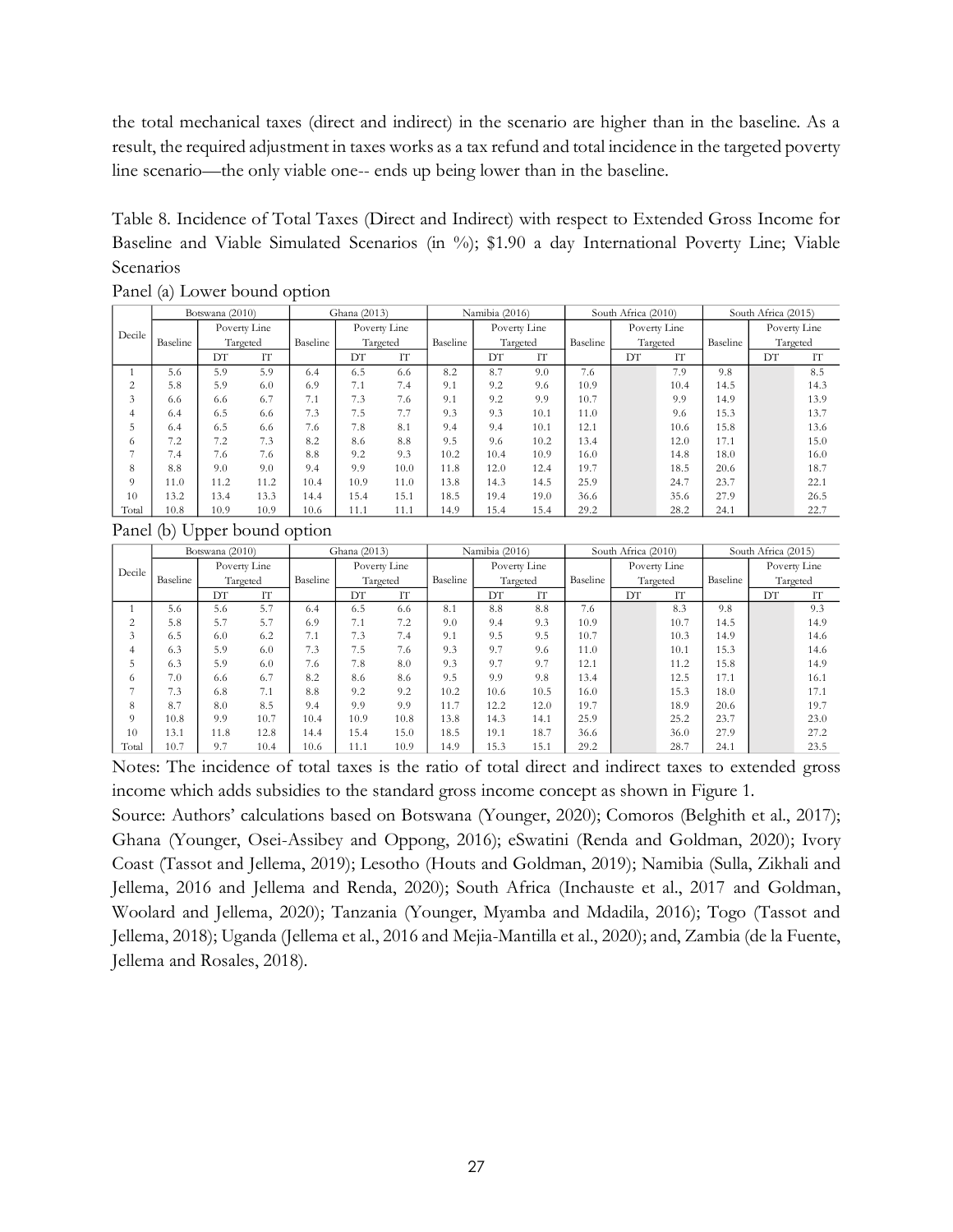the total mechanical taxes (direct and indirect) in the scenario are higher than in the baseline. As a result, the required adjustment in taxes works as a tax refund and total incidence in the targeted poverty line scenario—the only viable one-- ends up being lower than in the baseline.

Table 8. Incidence of Total Taxes (Direct and Indirect) with respect to Extended Gross Income for Baseline and Viable Simulated Scenarios (in %); $1.90 a day International Poverty Line; Viable Scenarios

Panel (a) Lower bound option

| Decile | Botswana (2010) | | | Ghana (2013) | | | Namibia (2016) | | | South Africa (2010) | | | South Africa (2015) | | |
|---|---|---|---|---|---|---|---|---|---|---|---|---|---|---|---|
| | Baseline | Poverty Line Targeted | | Baseline | Poverty Line Targeted | | Baseline | Poverty Line Targeted | | Baseline | Poverty Line Targeted | | Baseline | Poverty Line Targeted | |
| | | DT | IT | | DT | IT | | DT | IT | | DT | IT | | DT | IT |
| 1 | 5.6 | 5.9 | 5.9 | 6.4 | 6.5 | 6.6 | 8.2 | 8.7 | 9.0 | 7.6 | | 7.9 | 9.8 | | 8.5 |
| 2 | 5.8 | 5.9 | 6.0 | 6.9 | 7.1 | 7.4 | 9.1 | 9.2 | 9.6 | 10.9 | | 10.4 | 14.5 | | 14.3 |
| 3 | 6.6 | 6.6 | 6.7 | 7.1 | 7.3 | 7.6 | 9.1 | 9.2 | 9.9 | 10.7 | | 9.9 | 14.9 | | 13.9 |
| 4 | 6.4 | 6.5 | 6.6 | 7.3 | 7.5 | 7.7 | 9.3 | 9.3 | 10.1 | 11.0 | | 9.6 | 15.3 | | 13.7 |
| 5 | 6.4 | 6.5 | 6.6 | 7.6 | 7.8 | 8.1 | 9.4 | 9.4 | 10.1 | 12.1 | | 10.6 | 15.8 | | 13.6 |
| 6 | 7.2 | 7.2 | 7.3 | 8.2 | 8.6 | 8.8 | 9.5 | 9.6 | 10.2 | 13.4 | | 12.0 | 17.1 | | 15.0 |
| 7 | 7.4 | 7.6 | 7.6 | 8.8 | 9.2 | 9.3 | 10.2 | 10.4 | 10.9 | 16.0 | | 14.8 | 18.0 | | 16.0 |
| 8 | 8.8 | 9.0 | 9.0 | 9.4 | 9.9 | 10.0 | 11.8 | 12.0 | 12.4 | 19.7 | | 18.5 | 20.6 | | 18.7 |
| 9 | 11.0 | 11.2 | 11.2 | 10.4 | 10.9 | 11.0 | 13.8 | 14.3 | 14.5 | 25.9 | | 24.7 | 23.7 | | 22.1 |
| 10 | 13.2 | 13.4 | 13.3 | 14.4 | 15.4 | 15.1 | 18.5 | 19.4 | 19.0 | 36.6 | | 35.6 | 27.9 | | 26.5 |
| Total | 10.8 | 10.9 | 10.9 | 10.6 | 11.1 | 11.1 | 14.9 | 15.4 | 15.4 | 29.2 | | 28.2 | 24.1 | | 22.7 |

Panel (b) Upper bound option

| Decile | Botswana (2010) | | | Ghana (2013) | | | Namibia (2016) | | | South Africa (2010) | | | South Africa (2015) | | |
|---|---|---|---|---|---|---|---|---|---|---|---|---|---|---|---|
| | Baseline | Poverty Line Targeted | | Baseline | Poverty Line Targeted | | Baseline | Poverty Line Targeted | | Baseline | Poverty Line Targeted | | Baseline | Poverty Line Targeted | |
| | | DT | IT | | DT | IT | | DT | IT | | DT | IT | | DT | IT |
| 1 | 5.6 | 5.6 | 5.7 | 6.4 | 6.5 | 6.6 | 8.1 | 8.8 | 8.8 | 7.6 | | 8.3 | 9.8 | | 9.3 |
| 2 | 5.8 | 5.7 | 5.7 | 6.9 | 7.1 | 7.2 | 9.0 | 9.4 | 9.3 | 10.9 | | 10.7 | 14.5 | | 14.9 |
| 3 | 6.5 | 6.0 | 6.2 | 7.1 | 7.3 | 7.4 | 9.1 | 9.5 | 9.5 | 10.7 | | 10.3 | 14.9 | | 14.6 |
| 4 | 6.3 | 5.9 | 6.0 | 7.3 | 7.5 | 7.6 | 9.3 | 9.7 | 9.6 | 11.0 | | 10.1 | 15.3 | | 14.6 |
| 5 | 6.3 | 5.9 | 6.0 | 7.6 | 7.8 | 8.0 | 9.3 | 9.7 | 9.7 | 12.1 | | 11.2 | 15.8 | | 14.9 |
| 6 | 7.0 | 6.6 | 6.7 | 8.2 | 8.6 | 8.6 | 9.5 | 9.9 | 9.8 | 13.4 | | 12.5 | 17.1 | | 16.1 |
| 7 | 7.3 | 6.8 | 7.1 | 8.8 | 9.2 | 9.2 | 10.2 | 10.6 | 10.5 | 16.0 | | 15.3 | 18.0 | | 17.1 |
| 8 | 8.7 | 8.0 | 8.5 | 9.4 | 9.9 | 9.9 | 11.7 | 12.2 | 12.0 | 19.7 | | 18.9 | 20.6 | | 19.7 |
| 9 | 10.8 | 9.9 | 10.7 | 10.4 | 10.9 | 10.8 | 13.8 | 14.3 | 14.1 | 25.9 | | 25.2 | 23.7 | | 23.0 |
| 10 | 13.1 | 11.8 | 12.8 | 14.4 | 15.4 | 15.0 | 18.5 | 19.1 | 18.7 | 36.6 | | 36.0 | 27.9 | | 27.2 |
| Total | 10.7 | 9.7 | 10.4 | 10.6 | 11.1 | 10.9 | 14.9 | 15.3 | 15.1 | 29.2 | | 28.7 | 24.1 | | 23.5 |

Notes: The incidence of total taxes is the ratio of total direct and indirect taxes to extended gross income which adds subsidies to the standard gross income concept as shown in Figure 1.

Source: Authors' calculations based on Botswana (Younger, 2020); Comoros (Belghith et al., 2017); Ghana (Younger, Osei-Assibey and Oppong, 2016); eSwatini (Renda and Goldman, 2020); Ivory Coast (Tassot and Jellema, 2019); Lesotho (Houts and Goldman, 2019); Namibia (Sulla, Zikhali and Jellema, 2016 and Jellema and Renda, 2020); South Africa (Inchauste et al., 2017 and Goldman, Woolard and Jellema, 2020); Tanzania (Younger, Myamba and Mdadila, 2016); Togo (Tassot and Jellema, 2018); Uganda (Jellema et al., 2016 and Mejia-Mantilla et al., 2020); and, Zambia (de la Fuente, Jellema and Rosales, 2018).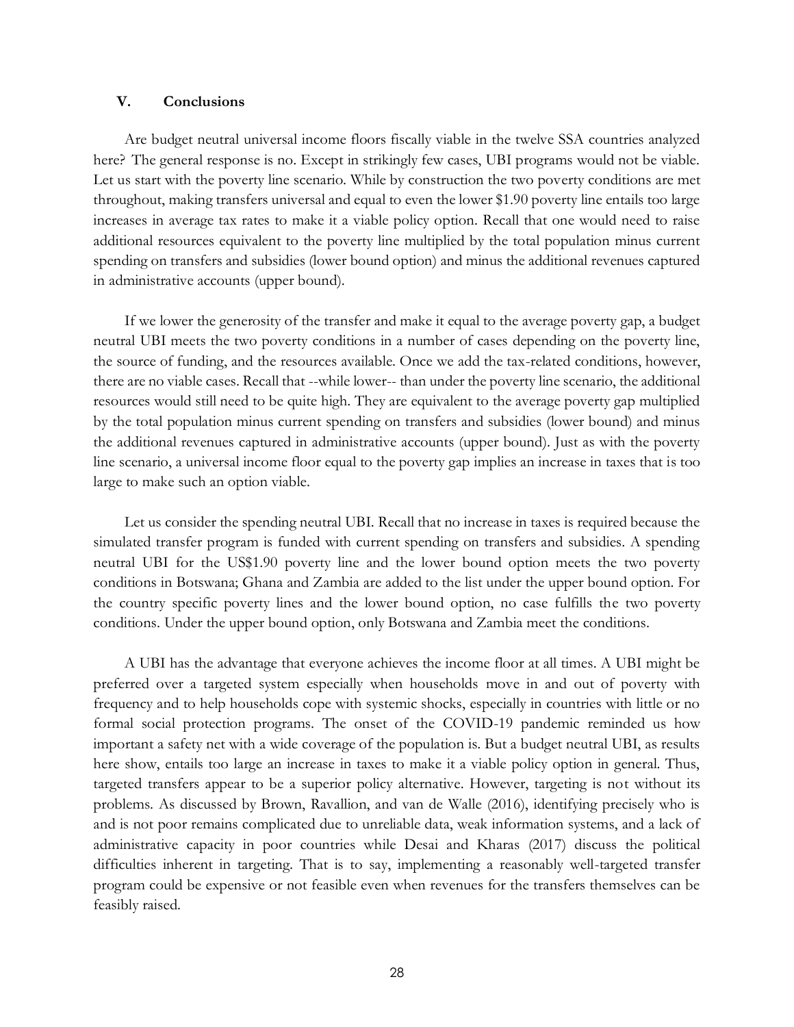## V. Conclusions

Are budget neutral universal income floors fiscally viable in the twelve SSA countries analyzed here? The general response is no. Except in strikingly few cases, UBI programs would not be viable. Let us start with the poverty line scenario. While by construction the two poverty conditions are met throughout, making transfers universal and equal to even the lower $1.90 poverty line entails too large increases in average tax rates to make it a viable policy option. Recall that one would need to raise additional resources equivalent to the poverty line multiplied by the total population minus current spending on transfers and subsidies (lower bound option) and minus the additional revenues captured in administrative accounts (upper bound).

If we lower the generosity of the transfer and make it equal to the average poverty gap, a budget neutral UBI meets the two poverty conditions in a number of cases depending on the poverty line, the source of funding, and the resources available. Once we add the tax-related conditions, however, there are no viable cases. Recall that --while lower-- than under the poverty line scenario, the additional resources would still need to be quite high. They are equivalent to the average poverty gap multiplied by the total population minus current spending on transfers and subsidies (lower bound) and minus the additional revenues captured in administrative accounts (upper bound). Just as with the poverty line scenario, a universal income floor equal to the poverty gap implies an increase in taxes that is too large to make such an option viable.

Let us consider the spending neutral UBI. Recall that no increase in taxes is required because the simulated transfer program is funded with current spending on transfers and subsidies. A spending neutral UBI for the US$1.90 poverty line and the lower bound option meets the two poverty conditions in Botswana; Ghana and Zambia are added to the list under the upper bound option. For the country specific poverty lines and the lower bound option, no case fulfills the two poverty conditions. Under the upper bound option, only Botswana and Zambia meet the conditions.

A UBI has the advantage that everyone achieves the income floor at all times. A UBI might be preferred over a targeted system especially when households move in and out of poverty with frequency and to help households cope with systemic shocks, especially in countries with little or no formal social protection programs. The onset of the COVID-19 pandemic reminded us how important a safety net with a wide coverage of the population is. But a budget neutral UBI, as results here show, entails too large an increase in taxes to make it a viable policy option in general. Thus, targeted transfers appear to be a superior policy alternative. However, targeting is not without its problems. As discussed by Brown, Ravallion, and van de Walle (2016), identifying precisely who is and is not poor remains complicated due to unreliable data, weak information systems, and a lack of administrative capacity in poor countries while Desai and Kharas (2017) discuss the political difficulties inherent in targeting. That is to say, implementing a reasonably well-targeted transfer program could be expensive or not feasible even when revenues for the transfers themselves can be feasibly raised.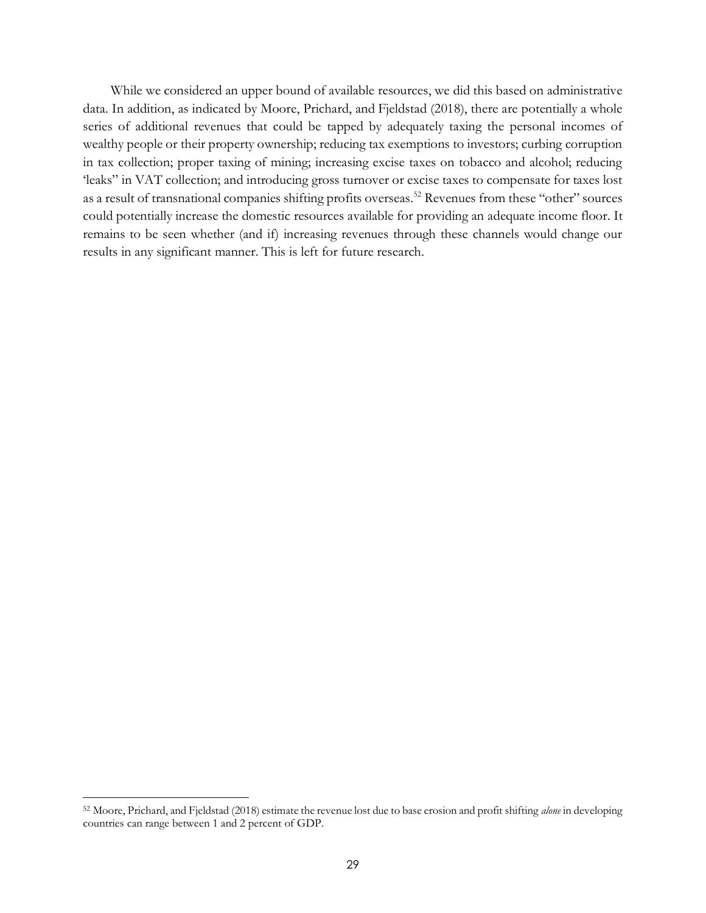While we considered an upper bound of available resources, we did this based on administrative data. In addition, as indicated by Moore, Prichard, and Fjeldstad (2018), there are potentially a whole series of additional revenues that could be tapped by adequately taxing the personal incomes of wealthy people or their property ownership; reducing tax exemptions to investors; curbing corruption in tax collection; proper taxing of mining; increasing excise taxes on tobacco and alcohol; reducing 'leaks" in VAT collection; and introducing gross turnover or excise taxes to compensate for taxes lost as a result of transnational companies shifting profits overseas.[52] Revenues from these "other" sources could potentially increase the domestic resources available for providing an adequate income floor. It remains to be seen whether (and if) increasing revenues through these channels would change our results in any significant manner. This is left for future research.

---

[52] Moore, Prichard, and Fjeldstad (2018) estimate the revenue lost due to base erosion and profit shifting *alone* in developing countries can range between 1 and 2 percent of GDP.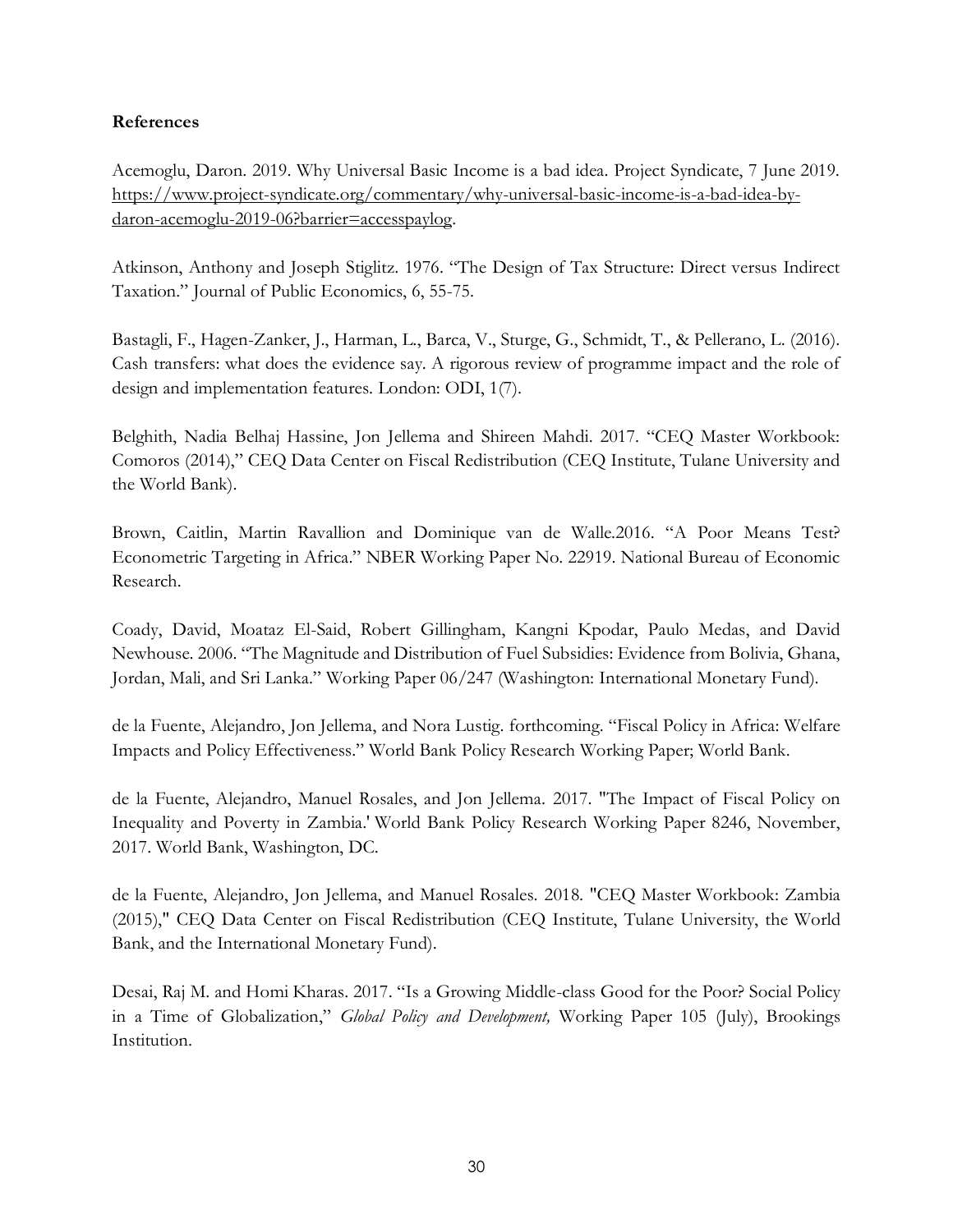**References**

Acemoglu, Daron. 2019. Why Universal Basic Income is a bad idea. Project Syndicate, 7 June 2019. https://www.project-syndicate.org/commentary/why-universal-basic-income-is-a-bad-idea-by-daron-acemoglu-2019-06?barrier=accesspaylog.

Atkinson, Anthony and Joseph Stiglitz. 1976. "The Design of Tax Structure: Direct versus Indirect Taxation." Journal of Public Economics, 6, 55-75.

Bastagli, F., Hagen-Zanker, J., Harman, L., Barca, V., Sturge, G., Schmidt, T., & Pellerano, L. (2016). Cash transfers: what does the evidence say. A rigorous review of programme impact and the role of design and implementation features. London: ODI, 1(7).

Belghith, Nadia Belhaj Hassine, Jon Jellema and Shireen Mahdi. 2017. "CEQ Master Workbook: Comoros (2014)," CEQ Data Center on Fiscal Redistribution (CEQ Institute, Tulane University and the World Bank).

Brown, Caitlin, Martin Ravallion and Dominique van de Walle.2016. "A Poor Means Test? Econometric Targeting in Africa." NBER Working Paper No. 22919. National Bureau of Economic Research.

Coady, David, Moataz El-Said, Robert Gillingham, Kangni Kpodar, Paulo Medas, and David Newhouse. 2006. "The Magnitude and Distribution of Fuel Subsidies: Evidence from Bolivia, Ghana, Jordan, Mali, and Sri Lanka." Working Paper 06/247 (Washington: International Monetary Fund).

de la Fuente, Alejandro, Jon Jellema, and Nora Lustig. forthcoming. "Fiscal Policy in Africa: Welfare Impacts and Policy Effectiveness." World Bank Policy Research Working Paper; World Bank.

de la Fuente, Alejandro, Manuel Rosales, and Jon Jellema. 2017. "The Impact of Fiscal Policy on Inequality and Poverty in Zambia.' World Bank Policy Research Working Paper 8246, November, 2017. World Bank, Washington, DC.

de la Fuente, Alejandro, Jon Jellema, and Manuel Rosales. 2018. "CEQ Master Workbook: Zambia (2015)," CEQ Data Center on Fiscal Redistribution (CEQ Institute, Tulane University, the World Bank, and the International Monetary Fund).

Desai, Raj M. and Homi Kharas. 2017. "Is a Growing Middle-class Good for the Poor? Social Policy in a Time of Globalization," *Global Policy and Development,* Working Paper 105 (July), Brookings Institution.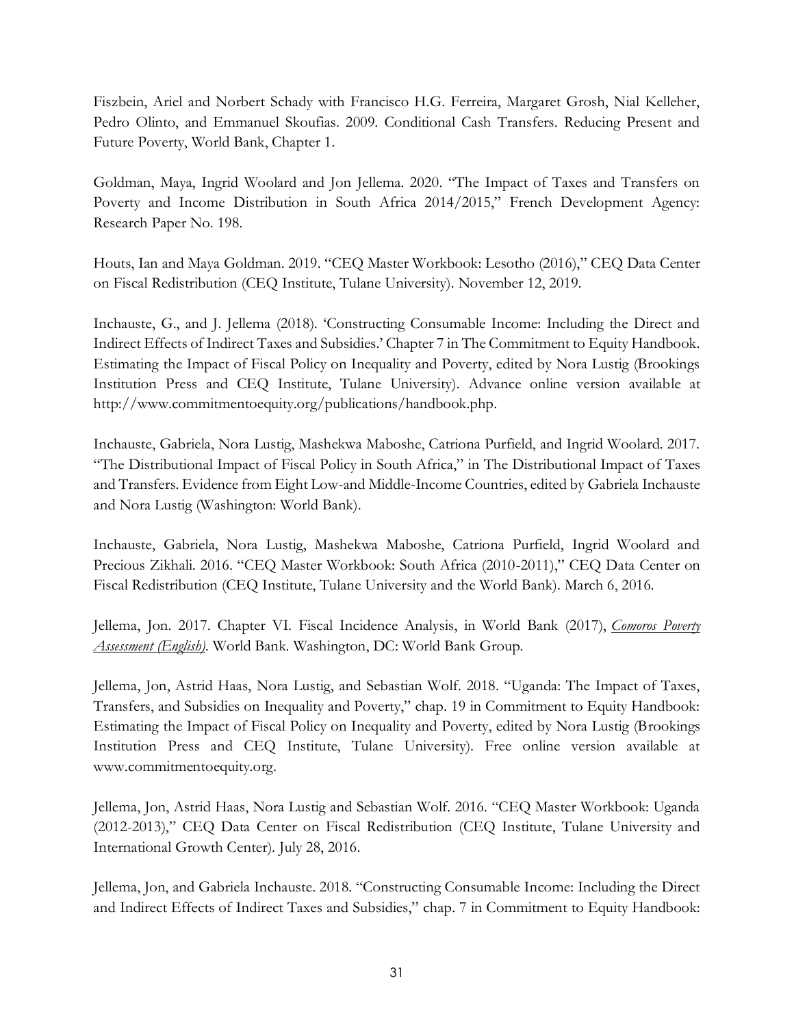Fiszbein, Ariel and Norbert Schady with Francisco H.G. Ferreira, Margaret Grosh, Nial Kelleher, Pedro Olinto, and Emmanuel Skoufias. 2009. Conditional Cash Transfers. Reducing Present and Future Poverty, World Bank, Chapter 1.

Goldman, Maya, Ingrid Woolard and Jon Jellema. 2020. "The Impact of Taxes and Transfers on Poverty and Income Distribution in South Africa 2014/2015," French Development Agency: Research Paper No. 198.

Houts, Ian and Maya Goldman. 2019. "CEQ Master Workbook: Lesotho (2016)," CEQ Data Center on Fiscal Redistribution (CEQ Institute, Tulane University). November 12, 2019.

Inchauste, G., and J. Jellema (2018). 'Constructing Consumable Income: Including the Direct and Indirect Effects of Indirect Taxes and Subsidies.' Chapter 7 in The Commitment to Equity Handbook. Estimating the Impact of Fiscal Policy on Inequality and Poverty, edited by Nora Lustig (Brookings Institution Press and CEQ Institute, Tulane University). Advance online version available at http://www.commitmentoequity.org/publications/handbook.php.

Inchauste, Gabriela, Nora Lustig, Mashekwa Maboshe, Catriona Purfield, and Ingrid Woolard. 2017. "The Distributional Impact of Fiscal Policy in South Africa," in The Distributional Impact of Taxes and Transfers. Evidence from Eight Low-and Middle-Income Countries, edited by Gabriela Inchauste and Nora Lustig (Washington: World Bank).

Inchauste, Gabriela, Nora Lustig, Mashekwa Maboshe, Catriona Purfield, Ingrid Woolard and Precious Zikhali. 2016. "CEQ Master Workbook: South Africa (2010-2011)," CEQ Data Center on Fiscal Redistribution (CEQ Institute, Tulane University and the World Bank). March 6, 2016.

Jellema, Jon. 2017. Chapter VI. Fiscal Incidence Analysis, in World Bank (2017), *Comoros Poverty Assessment (English)*. World Bank. Washington, DC: World Bank Group.

Jellema, Jon, Astrid Haas, Nora Lustig, and Sebastian Wolf. 2018. "Uganda: The Impact of Taxes, Transfers, and Subsidies on Inequality and Poverty," chap. 19 in Commitment to Equity Handbook: Estimating the Impact of Fiscal Policy on Inequality and Poverty, edited by Nora Lustig (Brookings Institution Press and CEQ Institute, Tulane University). Free online version available at www.commitmentoequity.org.

Jellema, Jon, Astrid Haas, Nora Lustig and Sebastian Wolf. 2016. "CEQ Master Workbook: Uganda (2012-2013)," CEQ Data Center on Fiscal Redistribution (CEQ Institute, Tulane University and International Growth Center). July 28, 2016.

Jellema, Jon, and Gabriela Inchauste. 2018. "Constructing Consumable Income: Including the Direct and Indirect Effects of Indirect Taxes and Subsidies," chap. 7 in Commitment to Equity Handbook: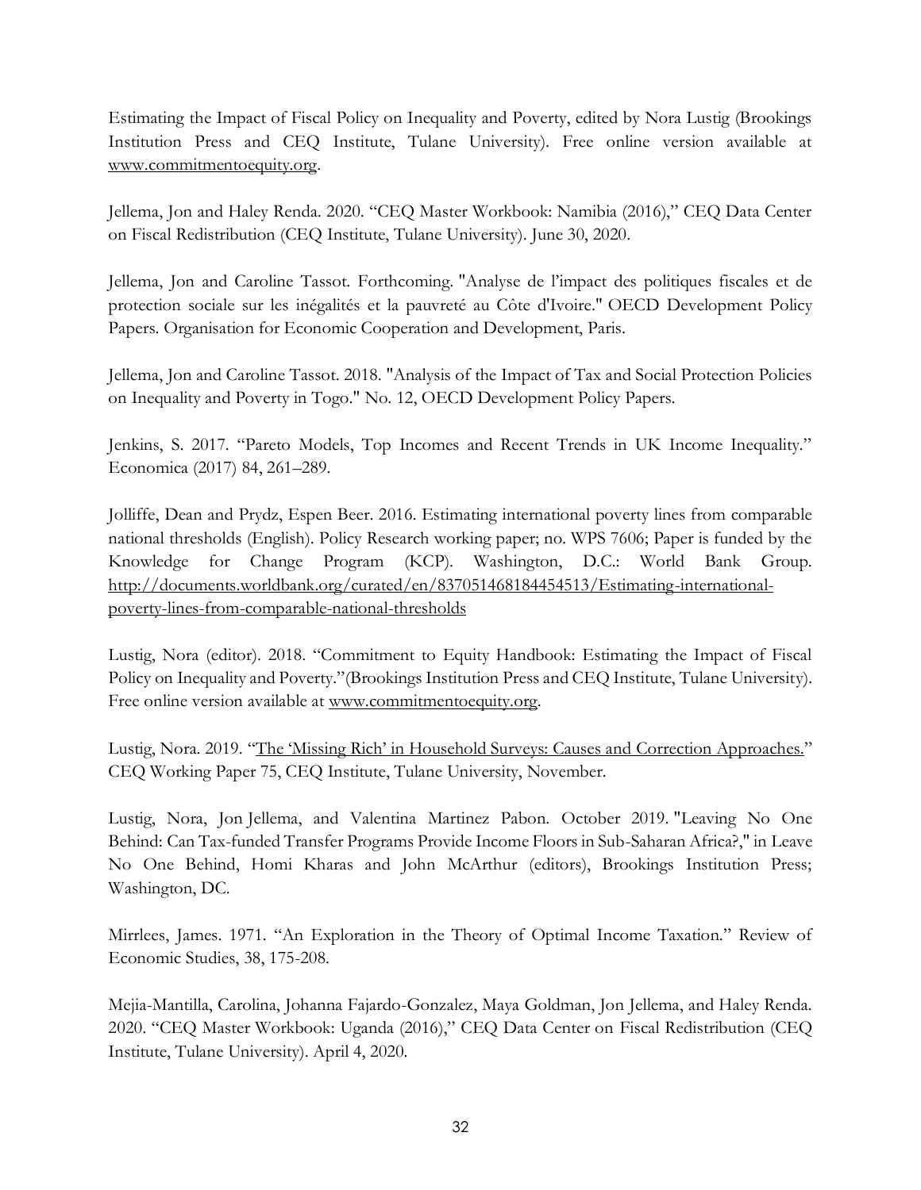Estimating the Impact of Fiscal Policy on Inequality and Poverty, edited by Nora Lustig (Brookings Institution Press and CEQ Institute, Tulane University). Free online version available at www.commitmentoequity.org.

Jellema, Jon and Haley Renda. 2020. "CEQ Master Workbook: Namibia (2016)," CEQ Data Center on Fiscal Redistribution (CEQ Institute, Tulane University). June 30, 2020.

Jellema, Jon and Caroline Tassot. Forthcoming. "Analyse de l'impact des politiques fiscales et de protection sociale sur les inégalités et la pauvreté au Côte d'Ivoire." OECD Development Policy Papers. Organisation for Economic Cooperation and Development, Paris.

Jellema, Jon and Caroline Tassot. 2018. "Analysis of the Impact of Tax and Social Protection Policies on Inequality and Poverty in Togo." No. 12, OECD Development Policy Papers.

Jenkins, S. 2017. "Pareto Models, Top Incomes and Recent Trends in UK Income Inequality." Economica (2017) 84, 261–289.

Jolliffe, Dean and Prydz, Espen Beer. 2016. Estimating international poverty lines from comparable national thresholds (English). Policy Research working paper; no. WPS 7606; Paper is funded by the Knowledge for Change Program (KCP). Washington, D.C.: World Bank Group. http://documents.worldbank.org/curated/en/837051468184454513/Estimating-international-poverty-lines-from-comparable-national-thresholds

Lustig, Nora (editor). 2018. "Commitment to Equity Handbook: Estimating the Impact of Fiscal Policy on Inequality and Poverty."(Brookings Institution Press and CEQ Institute, Tulane University). Free online version available at www.commitmentoequity.org.

Lustig, Nora. 2019. "The 'Missing Rich' in Household Surveys: Causes and Correction Approaches." CEQ Working Paper 75, CEQ Institute, Tulane University, November.

Lustig, Nora, Jon Jellema, and Valentina Martinez Pabon. October 2019. "Leaving No One Behind: Can Tax-funded Transfer Programs Provide Income Floors in Sub-Saharan Africa?," in Leave No One Behind, Homi Kharas and John McArthur (editors), Brookings Institution Press; Washington, DC.

Mirrlees, James. 1971. "An Exploration in the Theory of Optimal Income Taxation." Review of Economic Studies, 38, 175-208.

Mejia-Mantilla, Carolina, Johanna Fajardo-Gonzalez, Maya Goldman, Jon Jellema, and Haley Renda. 2020. "CEQ Master Workbook: Uganda (2016)," CEQ Data Center on Fiscal Redistribution (CEQ Institute, Tulane University). April 4, 2020.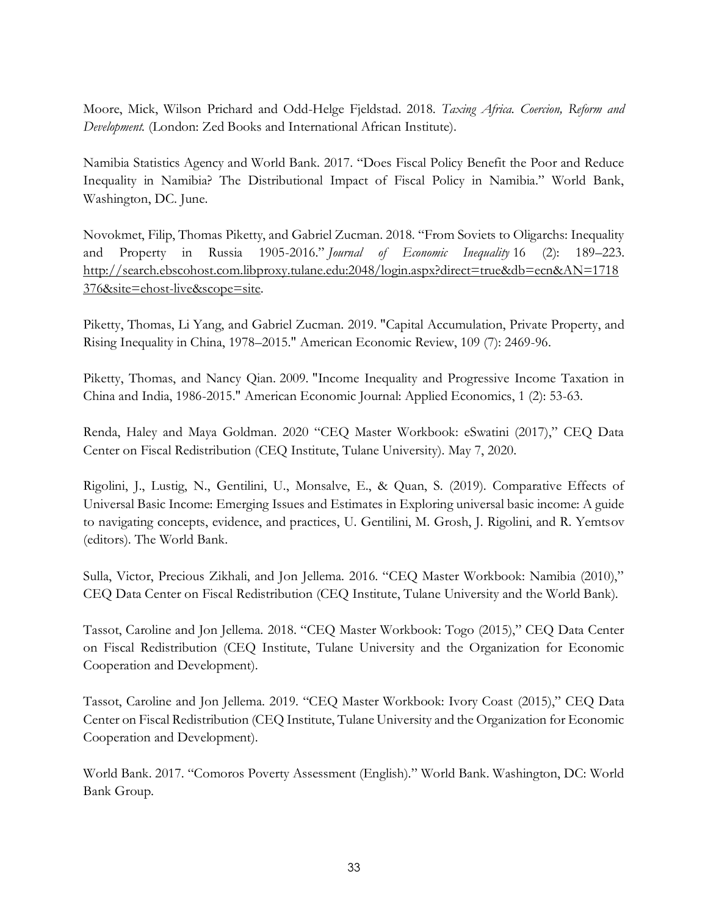Moore, Mick, Wilson Prichard and Odd-Helge Fjeldstad. 2018. *Taxing Africa. Coercion, Reform and Development.* (London: Zed Books and International African Institute).

Namibia Statistics Agency and World Bank. 2017. "Does Fiscal Policy Benefit the Poor and Reduce Inequality in Namibia? The Distributional Impact of Fiscal Policy in Namibia." World Bank, Washington, DC. June.

Novokmet, Filip, Thomas Piketty, and Gabriel Zucman. 2018. "From Soviets to Oligarchs: Inequality and Property in Russia 1905-2016." *Journal of Economic Inequality* 16 (2): 189–223. http://search.ebscohost.com.libproxy.tulane.edu:2048/login.aspx?direct=true&db=ecn&AN=1718376&site=ehost-live&scope=site.

Piketty, Thomas, Li Yang, and Gabriel Zucman. 2019. "Capital Accumulation, Private Property, and Rising Inequality in China, 1978–2015." American Economic Review, 109 (7): 2469-96.

Piketty, Thomas, and Nancy Qian. 2009. "Income Inequality and Progressive Income Taxation in China and India, 1986-2015." American Economic Journal: Applied Economics, 1 (2): 53-63.

Renda, Haley and Maya Goldman. 2020 "CEQ Master Workbook: eSwatini (2017)," CEQ Data Center on Fiscal Redistribution (CEQ Institute, Tulane University). May 7, 2020.

Rigolini, J., Lustig, N., Gentilini, U., Monsalve, E., & Quan, S. (2019). Comparative Effects of Universal Basic Income: Emerging Issues and Estimates in Exploring universal basic income: A guide to navigating concepts, evidence, and practices, U. Gentilini, M. Grosh, J. Rigolini, and R. Yemtsov (editors). The World Bank.

Sulla, Victor, Precious Zikhali, and Jon Jellema. 2016. "CEQ Master Workbook: Namibia (2010)," CEQ Data Center on Fiscal Redistribution (CEQ Institute, Tulane University and the World Bank).

Tassot, Caroline and Jon Jellema. 2018. "CEQ Master Workbook: Togo (2015)," CEQ Data Center on Fiscal Redistribution (CEQ Institute, Tulane University and the Organization for Economic Cooperation and Development).

Tassot, Caroline and Jon Jellema. 2019. "CEQ Master Workbook: Ivory Coast (2015)," CEQ Data Center on Fiscal Redistribution (CEQ Institute, Tulane University and the Organization for Economic Cooperation and Development).

World Bank. 2017. "Comoros Poverty Assessment (English)." World Bank. Washington, DC: World Bank Group.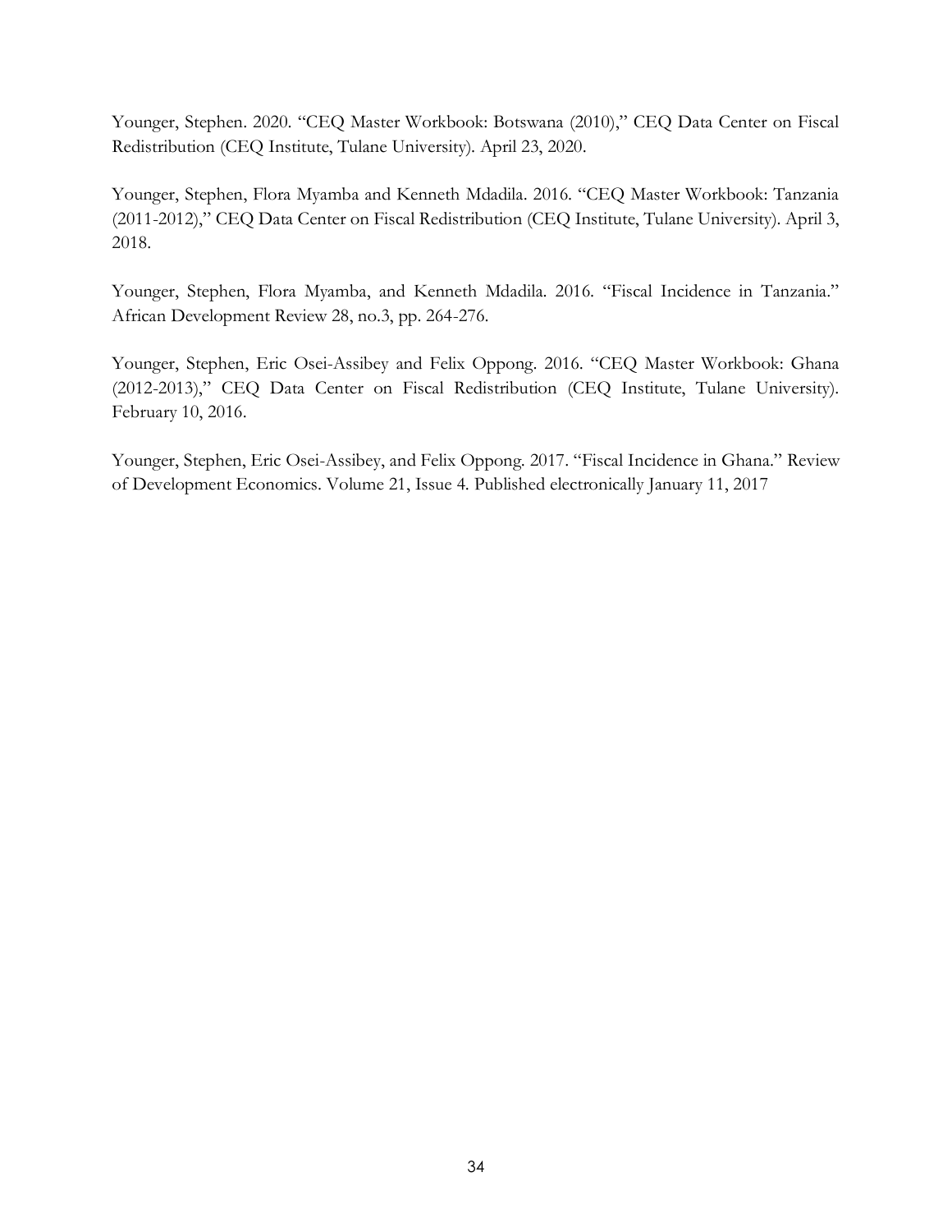Younger, Stephen. 2020. "CEQ Master Workbook: Botswana (2010)," CEQ Data Center on Fiscal Redistribution (CEQ Institute, Tulane University). April 23, 2020.

Younger, Stephen, Flora Myamba and Kenneth Mdadila. 2016. "CEQ Master Workbook: Tanzania (2011-2012)," CEQ Data Center on Fiscal Redistribution (CEQ Institute, Tulane University). April 3, 2018.

Younger, Stephen, Flora Myamba, and Kenneth Mdadila. 2016. "Fiscal Incidence in Tanzania." African Development Review 28, no.3, pp. 264-276.

Younger, Stephen, Eric Osei-Assibey and Felix Oppong. 2016. "CEQ Master Workbook: Ghana (2012-2013)," CEQ Data Center on Fiscal Redistribution (CEQ Institute, Tulane University). February 10, 2016.

Younger, Stephen, Eric Osei-Assibey, and Felix Oppong. 2017. "Fiscal Incidence in Ghana." Review of Development Economics. Volume 21, Issue 4. Published electronically January 11, 2017